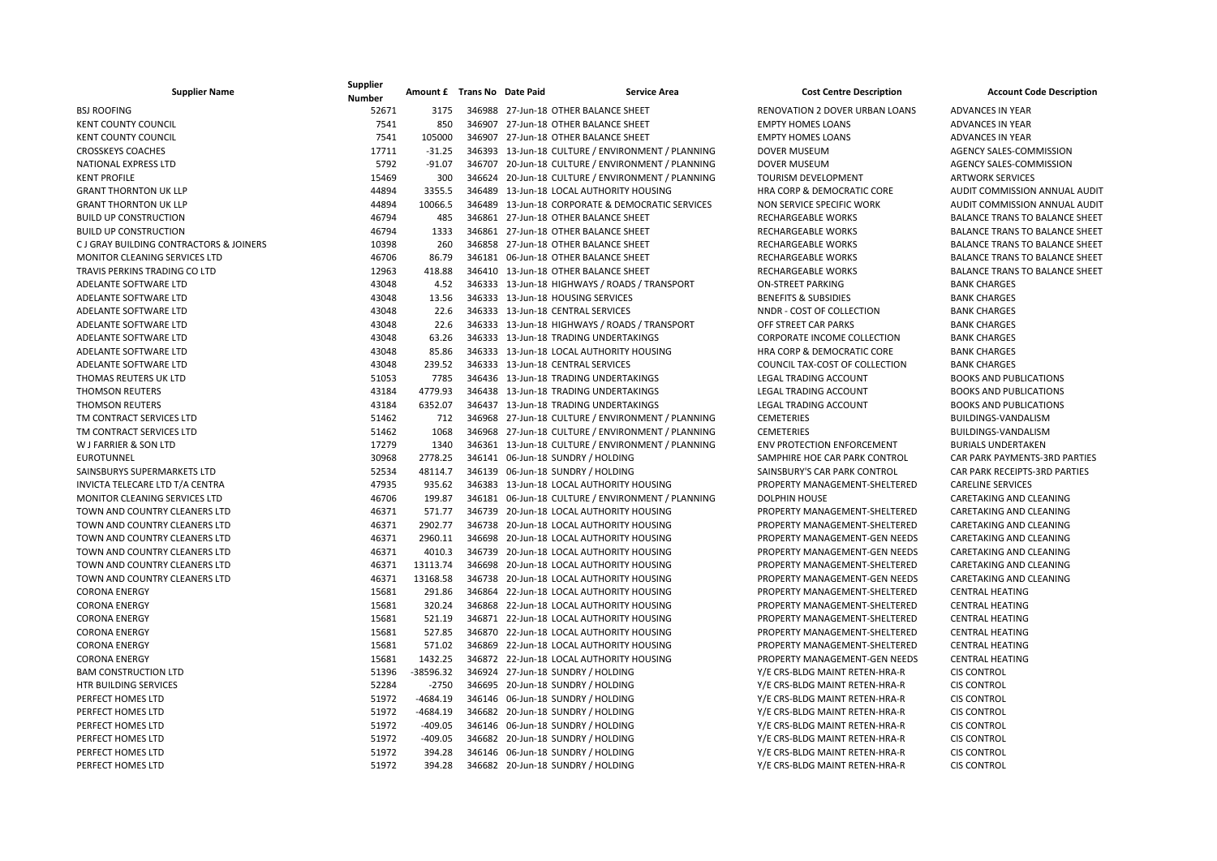| Supplier Name | Supplier Number | Amount £ | Trans No | Date Paid | Service Area | Cost Centre Description | Account Code Description |
|---|---|---|---|---|---|---|---|
| BSJ ROOFING | 52671 | 3175 | 346988 | 27-Jun-18 | OTHER BALANCE SHEET | RENOVATION 2 DOVER URBAN LOANS | ADVANCES IN YEAR |
| KENT COUNTY COUNCIL | 7541 | 850 | 346907 | 27-Jun-18 | OTHER BALANCE SHEET | EMPTY HOMES LOANS | ADVANCES IN YEAR |
| KENT COUNTY COUNCIL | 7541 | 105000 | 346907 | 27-Jun-18 | OTHER BALANCE SHEET | EMPTY HOMES LOANS | ADVANCES IN YEAR |
| CROSSKEYS COACHES | 17711 | -31.25 | 346393 | 13-Jun-18 | CULTURE / ENVIRONMENT / PLANNING | DOVER MUSEUM | AGENCY SALES-COMMISSION |
| NATIONAL EXPRESS LTD | 5792 | -91.07 | 346707 | 20-Jun-18 | CULTURE / ENVIRONMENT / PLANNING | DOVER MUSEUM | AGENCY SALES-COMMISSION |
| KENT PROFILE | 15469 | 300 | 346624 | 20-Jun-18 | CULTURE / ENVIRONMENT / PLANNING | TOURISM DEVELOPMENT | ARTWORK SERVICES |
| GRANT THORNTON UK LLP | 44894 | 3355.5 | 346489 | 13-Jun-18 | LOCAL AUTHORITY HOUSING | HRA CORP & DEMOCRATIC CORE | AUDIT COMMISSION ANNUAL AUDIT |
| GRANT THORNTON UK LLP | 44894 | 10066.5 | 346489 | 13-Jun-18 | CORPORATE & DEMOCRATIC SERVICES | NON SERVICE SPECIFIC WORK | AUDIT COMMISSION ANNUAL AUDIT |
| BUILD UP CONSTRUCTION | 46794 | 485 | 346861 | 27-Jun-18 | OTHER BALANCE SHEET | RECHARGEABLE WORKS | BALANCE TRANS TO BALANCE SHEET |
| BUILD UP CONSTRUCTION | 46794 | 1333 | 346861 | 27-Jun-18 | OTHER BALANCE SHEET | RECHARGEABLE WORKS | BALANCE TRANS TO BALANCE SHEET |
| C J GRAY BUILDING CONTRACTORS & JOINERS | 10398 | 260 | 346858 | 27-Jun-18 | OTHER BALANCE SHEET | RECHARGEABLE WORKS | BALANCE TRANS TO BALANCE SHEET |
| MONITOR CLEANING SERVICES LTD | 46706 | 86.79 | 346181 | 06-Jun-18 | OTHER BALANCE SHEET | RECHARGEABLE WORKS | BALANCE TRANS TO BALANCE SHEET |
| TRAVIS PERKINS TRADING CO LTD | 12963 | 418.88 | 346410 | 13-Jun-18 | OTHER BALANCE SHEET | RECHARGEABLE WORKS | BALANCE TRANS TO BALANCE SHEET |
| ADELANTE SOFTWARE LTD | 43048 | 4.52 | 346333 | 13-Jun-18 | HIGHWAYS / ROADS / TRANSPORT | ON-STREET PARKING | BANK CHARGES |
| ADELANTE SOFTWARE LTD | 43048 | 13.56 | 346333 | 13-Jun-18 | HOUSING SERVICES | BENEFITS & SUBSIDIES | BANK CHARGES |
| ADELANTE SOFTWARE LTD | 43048 | 22.6 | 346333 | 13-Jun-18 | CENTRAL SERVICES | NNDR - COST OF COLLECTION | BANK CHARGES |
| ADELANTE SOFTWARE LTD | 43048 | 22.6 | 346333 | 13-Jun-18 | HIGHWAYS / ROADS / TRANSPORT | OFF STREET CAR PARKS | BANK CHARGES |
| ADELANTE SOFTWARE LTD | 43048 | 63.26 | 346333 | 13-Jun-18 | TRADING UNDERTAKINGS | CORPORATE INCOME COLLECTION | BANK CHARGES |
| ADELANTE SOFTWARE LTD | 43048 | 85.86 | 346333 | 13-Jun-18 | LOCAL AUTHORITY HOUSING | HRA CORP & DEMOCRATIC CORE | BANK CHARGES |
| ADELANTE SOFTWARE LTD | 43048 | 239.52 | 346333 | 13-Jun-18 | CENTRAL SERVICES | COUNCIL TAX-COST OF COLLECTION | BANK CHARGES |
| THOMAS REUTERS UK LTD | 51053 | 7785 | 346436 | 13-Jun-18 | TRADING UNDERTAKINGS | LEGAL TRADING ACCOUNT | BOOKS AND PUBLICATIONS |
| THOMSON REUTERS | 43184 | 4779.93 | 346438 | 13-Jun-18 | TRADING UNDERTAKINGS | LEGAL TRADING ACCOUNT | BOOKS AND PUBLICATIONS |
| THOMSON REUTERS | 43184 | 6352.07 | 346437 | 13-Jun-18 | TRADING UNDERTAKINGS | LEGAL TRADING ACCOUNT | BOOKS AND PUBLICATIONS |
| TM CONTRACT SERVICES LTD | 51462 | 712 | 346968 | 27-Jun-18 | CULTURE / ENVIRONMENT / PLANNING | CEMETERIES | BUILDINGS-VANDALISM |
| TM CONTRACT SERVICES LTD | 51462 | 1068 | 346968 | 27-Jun-18 | CULTURE / ENVIRONMENT / PLANNING | CEMETERIES | BUILDINGS-VANDALISM |
| W J FARRIER & SON LTD | 17279 | 1340 | 346361 | 13-Jun-18 | CULTURE / ENVIRONMENT / PLANNING | ENV PROTECTION ENFORCEMENT | BURIALS UNDERTAKEN |
| EUROTUNNEL | 30968 | 2778.25 | 346141 | 06-Jun-18 | SUNDRY / HOLDING | SAMPHIRE HOE CAR PARK CONTROL | CAR PARK PAYMENTS-3RD PARTIES |
| SAINSBURYS SUPERMARKETS LTD | 52534 | 48114.7 | 346139 | 06-Jun-18 | SUNDRY / HOLDING | SAINSBURY'S CAR PARK CONTROL | CAR PARK RECEIPTS-3RD PARTIES |
| INVICTA TELECARE LTD T/A CENTRA | 47935 | 935.62 | 346383 | 13-Jun-18 | LOCAL AUTHORITY HOUSING | PROPERTY MANAGEMENT-SHELTERED | CARELINE SERVICES |
| MONITOR CLEANING SERVICES LTD | 46706 | 199.87 | 346181 | 06-Jun-18 | CULTURE / ENVIRONMENT / PLANNING | DOLPHIN HOUSE | CARETAKING AND CLEANING |
| TOWN AND COUNTRY CLEANERS LTD | 46371 | 571.77 | 346739 | 20-Jun-18 | LOCAL AUTHORITY HOUSING | PROPERTY MANAGEMENT-SHELTERED | CARETAKING AND CLEANING |
| TOWN AND COUNTRY CLEANERS LTD | 46371 | 2902.77 | 346738 | 20-Jun-18 | LOCAL AUTHORITY HOUSING | PROPERTY MANAGEMENT-SHELTERED | CARETAKING AND CLEANING |
| TOWN AND COUNTRY CLEANERS LTD | 46371 | 2960.11 | 346698 | 20-Jun-18 | LOCAL AUTHORITY HOUSING | PROPERTY MANAGEMENT-GEN NEEDS | CARETAKING AND CLEANING |
| TOWN AND COUNTRY CLEANERS LTD | 46371 | 4010.3 | 346739 | 20-Jun-18 | LOCAL AUTHORITY HOUSING | PROPERTY MANAGEMENT-GEN NEEDS | CARETAKING AND CLEANING |
| TOWN AND COUNTRY CLEANERS LTD | 46371 | 13113.74 | 346698 | 20-Jun-18 | LOCAL AUTHORITY HOUSING | PROPERTY MANAGEMENT-SHELTERED | CARETAKING AND CLEANING |
| TOWN AND COUNTRY CLEANERS LTD | 46371 | 13168.58 | 346738 | 20-Jun-18 | LOCAL AUTHORITY HOUSING | PROPERTY MANAGEMENT-GEN NEEDS | CARETAKING AND CLEANING |
| CORONA ENERGY | 15681 | 291.86 | 346864 | 22-Jun-18 | LOCAL AUTHORITY HOUSING | PROPERTY MANAGEMENT-SHELTERED | CENTRAL HEATING |
| CORONA ENERGY | 15681 | 320.24 | 346868 | 22-Jun-18 | LOCAL AUTHORITY HOUSING | PROPERTY MANAGEMENT-SHELTERED | CENTRAL HEATING |
| CORONA ENERGY | 15681 | 521.19 | 346871 | 22-Jun-18 | LOCAL AUTHORITY HOUSING | PROPERTY MANAGEMENT-SHELTERED | CENTRAL HEATING |
| CORONA ENERGY | 15681 | 527.85 | 346870 | 22-Jun-18 | LOCAL AUTHORITY HOUSING | PROPERTY MANAGEMENT-SHELTERED | CENTRAL HEATING |
| CORONA ENERGY | 15681 | 571.02 | 346869 | 22-Jun-18 | LOCAL AUTHORITY HOUSING | PROPERTY MANAGEMENT-SHELTERED | CENTRAL HEATING |
| CORONA ENERGY | 15681 | 1432.25 | 346872 | 22-Jun-18 | LOCAL AUTHORITY HOUSING | PROPERTY MANAGEMENT-GEN NEEDS | CENTRAL HEATING |
| BAM CONSTRUCTION LTD | 51396 | -38596.32 | 346924 | 27-Jun-18 | SUNDRY / HOLDING | Y/E CRS-BLDG MAINT RETEN-HRA-R | CIS CONTROL |
| HTR BUILDING SERVICES | 52284 | -2750 | 346695 | 20-Jun-18 | SUNDRY / HOLDING | Y/E CRS-BLDG MAINT RETEN-HRA-R | CIS CONTROL |
| PERFECT HOMES LTD | 51972 | -4684.19 | 346146 | 06-Jun-18 | SUNDRY / HOLDING | Y/E CRS-BLDG MAINT RETEN-HRA-R | CIS CONTROL |
| PERFECT HOMES LTD | 51972 | -4684.19 | 346682 | 20-Jun-18 | SUNDRY / HOLDING | Y/E CRS-BLDG MAINT RETEN-HRA-R | CIS CONTROL |
| PERFECT HOMES LTD | 51972 | -409.05 | 346146 | 06-Jun-18 | SUNDRY / HOLDING | Y/E CRS-BLDG MAINT RETEN-HRA-R | CIS CONTROL |
| PERFECT HOMES LTD | 51972 | -409.05 | 346682 | 20-Jun-18 | SUNDRY / HOLDING | Y/E CRS-BLDG MAINT RETEN-HRA-R | CIS CONTROL |
| PERFECT HOMES LTD | 51972 | 394.28 | 346146 | 06-Jun-18 | SUNDRY / HOLDING | Y/E CRS-BLDG MAINT RETEN-HRA-R | CIS CONTROL |
| PERFECT HOMES LTD | 51972 | 394.28 | 346682 | 20-Jun-18 | SUNDRY / HOLDING | Y/E CRS-BLDG MAINT RETEN-HRA-R | CIS CONTROL |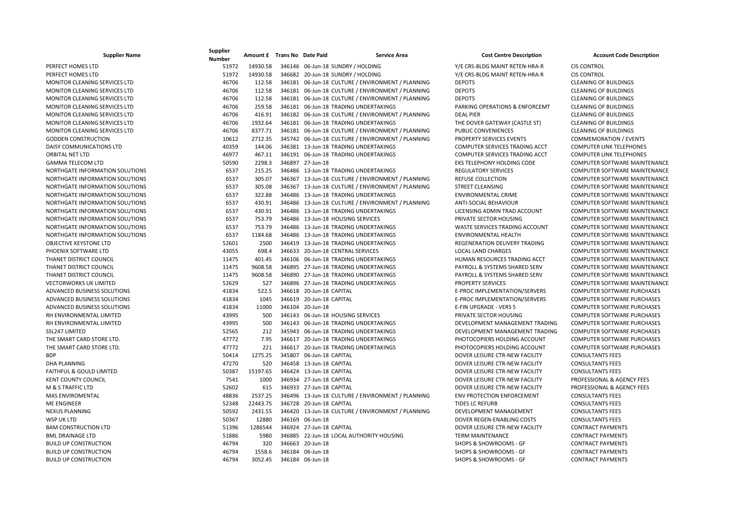| Supplier Name | Supplier Number | Amount £ | Trans No | Date Paid | Service Area | Cost Centre Description | Account Code Description |
|---|---|---|---|---|---|---|---|
| PERFECT HOMES LTD | 51972 | 14930.58 | 346146 | 06-Jun-18 | SUNDRY / HOLDING | Y/E CRS-BLDG MAINT RETEN-HRA-R | CIS CONTROL |
| PERFECT HOMES LTD | 51972 | 14930.58 | 346682 | 20-Jun-18 | SUNDRY / HOLDING | Y/E CRS-BLDG MAINT RETEN-HRA-R | CIS CONTROL |
| MONITOR CLEANING SERVICES LTD | 46706 | 112.58 | 346181 | 06-Jun-18 | CULTURE / ENVIRONMENT / PLANNING | DEPOTS | CLEANING OF BUILDINGS |
| MONITOR CLEANING SERVICES LTD | 46706 | 112.58 | 346181 | 06-Jun-18 | CULTURE / ENVIRONMENT / PLANNING | DEPOTS | CLEANING OF BUILDINGS |
| MONITOR CLEANING SERVICES LTD | 46706 | 112.58 | 346181 | 06-Jun-18 | CULTURE / ENVIRONMENT / PLANNING | DEPOTS | CLEANING OF BUILDINGS |
| MONITOR CLEANING SERVICES LTD | 46706 | 259.58 | 346181 | 06-Jun-18 | TRADING UNDERTAKINGS | PARKING OPERATIONS & ENFORCEMT | CLEANING OF BUILDINGS |
| MONITOR CLEANING SERVICES LTD | 46706 | 416.91 | 346182 | 06-Jun-18 | CULTURE / ENVIRONMENT / PLANNING | DEAL PIER | CLEANING OF BUILDINGS |
| MONITOR CLEANING SERVICES LTD | 46706 | 1932.64 | 346181 | 06-Jun-18 | TRADING UNDERTAKINGS | THE DOVER GATEWAY (CASTLE ST) | CLEANING OF BUILDINGS |
| MONITOR CLEANING SERVICES LTD | 46706 | 8377.71 | 346181 | 06-Jun-18 | CULTURE / ENVIRONMENT / PLANNING | PUBLIC CONVENIENCES | CLEANING OF BUILDINGS |
| GODDEN CONSTRUCTION | 10612 | 2712.35 | 345742 | 06-Jun-18 | CULTURE / ENVIRONMENT / PLANNING | PROPERTY SERVICES EVENTS | COMMEMORATION / EVENTS |
| DAISY COMMUNICATIONS LTD | 40359 | 144.06 | 346381 | 13-Jun-18 | TRADING UNDERTAKINGS | COMPUTER SERVICES TRADING ACCT | COMPUTER LINK TELEPHONES |
| ORBITAL NET LTD | 46977 | 467.11 | 346191 | 06-Jun-18 | TRADING UNDERTAKINGS | COMPUTER SERVICES TRADING ACCT | COMPUTER LINK TELEPHONES |
| GAMMA TELECOM LTD | 50590 | 2298.3 | 346897 | 27-Jun-18 | | EKS TELEPHONY HOLDING CODE | COMPUTER SOFTWARE MAINTENANCE |
| NORTHGATE INFORMATION SOLUTIONS | 6537 | 215.25 | 346486 | 13-Jun-18 | TRADING UNDERTAKINGS | REGULATORY SERVICES | COMPUTER SOFTWARE MAINTENANCE |
| NORTHGATE INFORMATION SOLUTIONS | 6537 | 305.07 | 346367 | 13-Jun-18 | CULTURE / ENVIRONMENT / PLANNING | REFUSE COLLECTION | COMPUTER SOFTWARE MAINTENANCE |
| NORTHGATE INFORMATION SOLUTIONS | 6537 | 305.08 | 346367 | 13-Jun-18 | CULTURE / ENVIRONMENT / PLANNING | STREET CLEANSING | COMPUTER SOFTWARE MAINTENANCE |
| NORTHGATE INFORMATION SOLUTIONS | 6537 | 322.88 | 346486 | 13-Jun-18 | TRADING UNDERTAKINGS | ENVIRONMENTAL CRIME | COMPUTER SOFTWARE MAINTENANCE |
| NORTHGATE INFORMATION SOLUTIONS | 6537 | 430.91 | 346486 | 13-Jun-18 | CULTURE / ENVIRONMENT / PLANNING | ANTI-SOCIAL BEHAVIOUR | COMPUTER SOFTWARE MAINTENANCE |
| NORTHGATE INFORMATION SOLUTIONS | 6537 | 430.91 | 346486 | 13-Jun-18 | TRADING UNDERTAKINGS | LICENSING ADMIN TRAD ACCOUNT | COMPUTER SOFTWARE MAINTENANCE |
| NORTHGATE INFORMATION SOLUTIONS | 6537 | 753.79 | 346486 | 13-Jun-18 | HOUSING SERVICES | PRIVATE SECTOR HOUSING | COMPUTER SOFTWARE MAINTENANCE |
| NORTHGATE INFORMATION SOLUTIONS | 6537 | 753.79 | 346486 | 13-Jun-18 | TRADING UNDERTAKINGS | WASTE SERVICES TRADING ACCOUNT | COMPUTER SOFTWARE MAINTENANCE |
| NORTHGATE INFORMATION SOLUTIONS | 6537 | 1184.68 | 346486 | 13-Jun-18 | TRADING UNDERTAKINGS | ENVIRONMENTAL HEALTH | COMPUTER SOFTWARE MAINTENANCE |
| OBJECTIVE KEYSTONE LTD | 52601 | 2500 | 346419 | 13-Jun-18 | TRADING UNDERTAKINGS | REGENERATION DELIVERY TRADING | COMPUTER SOFTWARE MAINTENANCE |
| PHOENIX SOFTWARE LTD | 43055 | 698.4 | 346633 | 20-Jun-18 | CENTRAL SERVICES | LOCAL LAND CHARGES | COMPUTER SOFTWARE MAINTENANCE |
| THANET DISTRICT COUNCIL | 11475 | 401.45 | 346106 | 06-Jun-18 | TRADING UNDERTAKINGS | HUMAN RESOURCES TRADING ACCT | COMPUTER SOFTWARE MAINTENANCE |
| THANET DISTRICT COUNCIL | 11475 | 9608.58 | 346895 | 27-Jun-18 | TRADING UNDERTAKINGS | PAYROLL & SYSTEMS SHARED SERV | COMPUTER SOFTWARE MAINTENANCE |
| THANET DISTRICT COUNCIL | 11475 | 9608.58 | 346890 | 27-Jun-18 | TRADING UNDERTAKINGS | PAYROLL & SYSTEMS SHARED SERV | COMPUTER SOFTWARE MAINTENANCE |
| VECTORWORKS UK LIMITED | 52629 | 527 | 346896 | 27-Jun-18 | TRADING UNDERTAKINGS | PROPERTY SERVICES | COMPUTER SOFTWARE MAINTENANCE |
| ADVANCED BUSINESS SOLUTIONS | 41834 | 522.5 | 346618 | 20-Jun-18 | CAPITAL | E-PROC IMPLEMENTATION/SERVERS | COMPUTER SOFTWARE PURCHASES |
| ADVANCED BUSINESS SOLUTIONS | 41834 | 1045 | 346619 | 20-Jun-18 | CAPITAL | E-PROC IMPLEMENTATION/SERVERS | COMPUTER SOFTWARE PURCHASES |
| ADVANCED BUSINESS SOLUTIONS | 41834 | 11000 | 346104 | 20-Jun-18 | | E-FIN UPGRADE - VERS 5 | COMPUTER SOFTWARE PURCHASES |
| RH ENVIRONMENTAL LIMITED | 43995 | 500 | 346143 | 06-Jun-18 | HOUSING SERVICES | PRIVATE SECTOR HOUSING | COMPUTER SOFTWARE PURCHASES |
| RH ENVIRONMENTAL LIMITED | 43995 | 500 | 346143 | 06-Jun-18 | TRADING UNDERTAKINGS | DEVELOPMENT MANAGEMENT TRADING | COMPUTER SOFTWARE PURCHASES |
| SSL247 LIMITED | 52565 | 212 | 345943 | 06-Jun-18 | TRADING UNDERTAKINGS | DEVELOPMENT MANAGEMENT TRADING | COMPUTER SOFTWARE PURCHASES |
| THE SMART CARD STORE LTD. | 47772 | 7.95 | 346617 | 20-Jun-18 | TRADING UNDERTAKINGS | PHOTOCOPIERS HOLDING ACCOUNT | COMPUTER SOFTWARE PURCHASES |
| THE SMART CARD STORE LTD. | 47772 | 221 | 346617 | 20-Jun-18 | TRADING UNDERTAKINGS | PHOTOCOPIERS HOLDING ACCOUNT | COMPUTER SOFTWARE PURCHASES |
| BDP | 50414 | 1275.25 | 345807 | 06-Jun-18 | CAPITAL | DOVER LEISURE CTR-NEW FACILITY | CONSULTANTS FEES |
| DHA PLANNING | 47270 | 520 | 346458 | 13-Jun-18 | CAPITAL | DOVER LEISURE CTR-NEW FACILITY | CONSULTANTS FEES |
| FAITHFUL & GOULD LIMITED | 50387 | 15197.65 | 346424 | 13-Jun-18 | CAPITAL | DOVER LEISURE CTR-NEW FACILITY | CONSULTANTS FEES |
| KENT COUNTY COUNCIL | 7541 | 1000 | 346934 | 27-Jun-18 | CAPITAL | DOVER LEISURE CTR-NEW FACILITY | PROFESSIONAL & AGENCY FEES |
| M & S TRAFFIC LTD | 52602 | 615 | 346933 | 27-Jun-18 | CAPITAL | DOVER LEISURE CTR-NEW FACILITY | PROFESSIONAL & AGENCY FEES |
| MAS ENVIROMENTAL | 48836 | 2537.25 | 346496 | 13-Jun-18 | CULTURE / ENVIRONMENT / PLANNING | ENV PROTECTION ENFORCEMENT | CONSULTANTS FEES |
| ME ENGINEER | 52348 | 22443.75 | 346728 | 20-Jun-18 | CAPITAL | TIDES LC REFURB | CONSULTANTS FEES |
| NEXUS PLANNING | 50592 | 2431.55 | 346420 | 13-Jun-18 | CULTURE / ENVIRONMENT / PLANNING | DEVELOPMENT MANAGEMENT | CONSULTANTS FEES |
| WSP UK LTD | 50367 | 12880 | 346169 | 06-Jun-18 | | DOVER REGEN-ENABLING COSTS | CONSULTANTS FEES |
| BAM CONSTRUCTION LTD | 51396 | 1286544 | 346924 | 27-Jun-18 | CAPITAL | DOVER LEISURE CTR-NEW FACILITY | CONTRACT PAYMENTS |
| BML DRAINAGE LTD | 51886 | 5980 | 346885 | 22-Jun-18 | LOCAL AUTHORITY HOUSING | TERM MAINTENANCE | CONTRACT PAYMENTS |
| BUILD UP CONSTRUCTION | 46794 | 320 | 346663 | 20-Jun-18 | | SHOPS & SHOWROOMS - GF | CONTRACT PAYMENTS |
| BUILD UP CONSTRUCTION | 46794 | 1558.6 | 346184 | 06-Jun-18 | | SHOPS & SHOWROOMS - GF | CONTRACT PAYMENTS |
| BUILD UP CONSTRUCTION | 46794 | 3052.45 | 346184 | 06-Jun-18 | | SHOPS & SHOWROOMS - GF | CONTRACT PAYMENTS |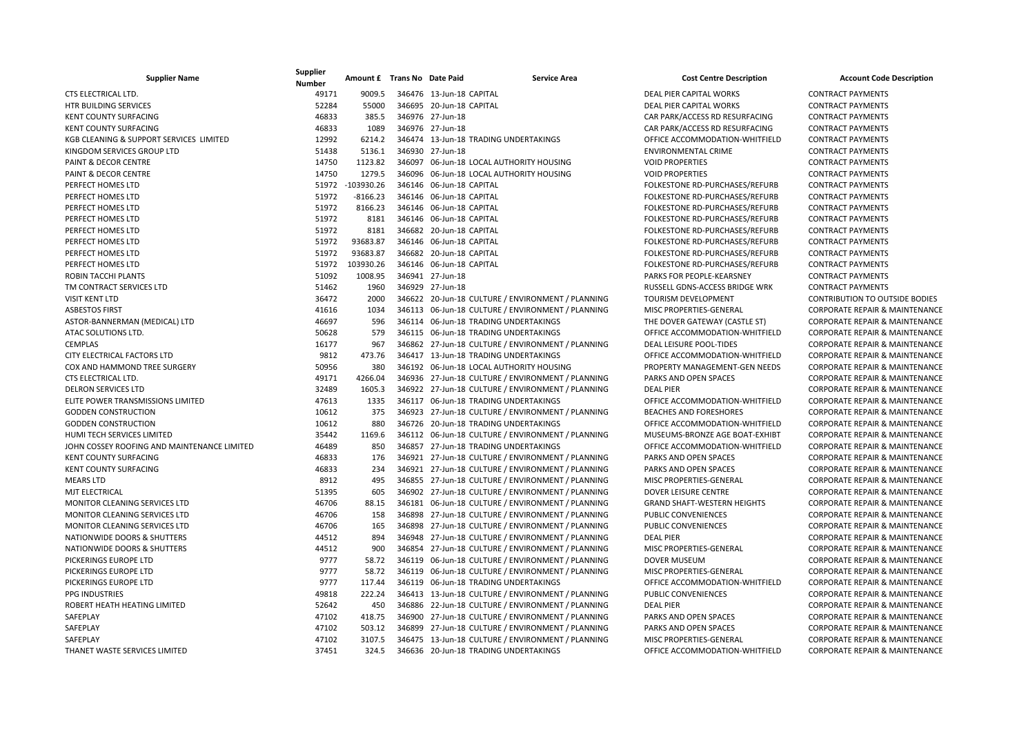| Supplier Name | Supplier Number | Amount £ | Trans No | Date Paid | Service Area | Cost Centre Description | Account Code Description |
|---|---|---|---|---|---|---|---|
| CTS ELECTRICAL LTD. | 49171 | 9009.5 | 346476 | 13-Jun-18 | CAPITAL | DEAL PIER CAPITAL WORKS | CONTRACT PAYMENTS |
| HTR BUILDING SERVICES | 52284 | 55000 | 346695 | 20-Jun-18 | CAPITAL | DEAL PIER CAPITAL WORKS | CONTRACT PAYMENTS |
| KENT COUNTY SURFACING | 46833 | 385.5 | 346976 | 27-Jun-18 | | CAR PARK/ACCESS RD RESURFACING | CONTRACT PAYMENTS |
| KENT COUNTY SURFACING | 46833 | 1089 | 346976 | 27-Jun-18 | | CAR PARK/ACCESS RD RESURFACING | CONTRACT PAYMENTS |
| KGB CLEANING & SUPPORT SERVICES LIMITED | 12992 | 6214.2 | 346474 | 13-Jun-18 | TRADING UNDERTAKINGS | OFFICE ACCOMMODATION-WHITFIELD | CONTRACT PAYMENTS |
| KINGDOM SERVICES GROUP LTD | 51438 | 5136.1 | 346930 | 27-Jun-18 | | ENVIRONMENTAL CRIME | CONTRACT PAYMENTS |
| PAINT & DECOR CENTRE | 14750 | 1123.82 | 346097 | 06-Jun-18 | LOCAL AUTHORITY HOUSING | VOID PROPERTIES | CONTRACT PAYMENTS |
| PAINT & DECOR CENTRE | 14750 | 1279.5 | 346096 | 06-Jun-18 | LOCAL AUTHORITY HOUSING | VOID PROPERTIES | CONTRACT PAYMENTS |
| PERFECT HOMES LTD | 51972 | -103930.26 | 346146 | 06-Jun-18 | CAPITAL | FOLKESTONE RD-PURCHASES/REFURB | CONTRACT PAYMENTS |
| PERFECT HOMES LTD | 51972 | -8166.23 | 346146 | 06-Jun-18 | CAPITAL | FOLKESTONE RD-PURCHASES/REFURB | CONTRACT PAYMENTS |
| PERFECT HOMES LTD | 51972 | 8166.23 | 346146 | 06-Jun-18 | CAPITAL | FOLKESTONE RD-PURCHASES/REFURB | CONTRACT PAYMENTS |
| PERFECT HOMES LTD | 51972 | 8181 | 346146 | 06-Jun-18 | CAPITAL | FOLKESTONE RD-PURCHASES/REFURB | CONTRACT PAYMENTS |
| PERFECT HOMES LTD | 51972 | 8181 | 346682 | 20-Jun-18 | CAPITAL | FOLKESTONE RD-PURCHASES/REFURB | CONTRACT PAYMENTS |
| PERFECT HOMES LTD | 51972 | 93683.87 | 346146 | 06-Jun-18 | CAPITAL | FOLKESTONE RD-PURCHASES/REFURB | CONTRACT PAYMENTS |
| PERFECT HOMES LTD | 51972 | 93683.87 | 346682 | 20-Jun-18 | CAPITAL | FOLKESTONE RD-PURCHASES/REFURB | CONTRACT PAYMENTS |
| PERFECT HOMES LTD | 51972 | 103930.26 | 346146 | 06-Jun-18 | CAPITAL | FOLKESTONE RD-PURCHASES/REFURB | CONTRACT PAYMENTS |
| ROBIN TACCHI PLANTS | 51092 | 1008.95 | 346941 | 27-Jun-18 | | PARKS FOR PEOPLE-KEARSNEY | CONTRACT PAYMENTS |
| TM CONTRACT SERVICES LTD | 51462 | 1960 | 346929 | 27-Jun-18 | | RUSSELL GDNS-ACCESS BRIDGE WRK | CONTRACT PAYMENTS |
| VISIT KENT LTD | 36472 | 2000 | 346622 | 20-Jun-18 | CULTURE / ENVIRONMENT / PLANNING | TOURISM DEVELOPMENT | CONTRIBUTION TO OUTSIDE BODIES |
| ASBESTOS FIRST | 41616 | 1034 | 346113 | 06-Jun-18 | CULTURE / ENVIRONMENT / PLANNING | MISC PROPERTIES-GENERAL | CORPORATE REPAIR & MAINTENANCE |
| ASTOR-BANNERMAN (MEDICAL) LTD | 46697 | 596 | 346114 | 06-Jun-18 | TRADING UNDERTAKINGS | THE DOVER GATEWAY (CASTLE ST) | CORPORATE REPAIR & MAINTENANCE |
| ATAC SOLUTIONS LTD. | 50628 | 579 | 346115 | 06-Jun-18 | TRADING UNDERTAKINGS | OFFICE ACCOMMODATION-WHITFIELD | CORPORATE REPAIR & MAINTENANCE |
| CEMPLAS | 16177 | 967 | 346862 | 27-Jun-18 | CULTURE / ENVIRONMENT / PLANNING | DEAL LEISURE POOL-TIDES | CORPORATE REPAIR & MAINTENANCE |
| CITY ELECTRICAL FACTORS LTD | 9812 | 473.76 | 346417 | 13-Jun-18 | TRADING UNDERTAKINGS | OFFICE ACCOMMODATION-WHITFIELD | CORPORATE REPAIR & MAINTENANCE |
| COX AND HAMMOND TREE SURGERY | 50956 | 380 | 346192 | 06-Jun-18 | LOCAL AUTHORITY HOUSING | PROPERTY MANAGEMENT-GEN NEEDS | CORPORATE REPAIR & MAINTENANCE |
| CTS ELECTRICAL LTD. | 49171 | 4266.04 | 346936 | 27-Jun-18 | CULTURE / ENVIRONMENT / PLANNING | PARKS AND OPEN SPACES | CORPORATE REPAIR & MAINTENANCE |
| DELRON SERVICES LTD | 32489 | 1605.3 | 346922 | 27-Jun-18 | CULTURE / ENVIRONMENT / PLANNING | DEAL PIER | CORPORATE REPAIR & MAINTENANCE |
| ELITE POWER TRANSMISSIONS LIMITED | 47613 | 1335 | 346117 | 06-Jun-18 | TRADING UNDERTAKINGS | OFFICE ACCOMMODATION-WHITFIELD | CORPORATE REPAIR & MAINTENANCE |
| GODDEN CONSTRUCTION | 10612 | 375 | 346923 | 27-Jun-18 | CULTURE / ENVIRONMENT / PLANNING | BEACHES AND FORESHORES | CORPORATE REPAIR & MAINTENANCE |
| GODDEN CONSTRUCTION | 10612 | 880 | 346726 | 20-Jun-18 | TRADING UNDERTAKINGS | OFFICE ACCOMMODATION-WHITFIELD | CORPORATE REPAIR & MAINTENANCE |
| HUMI TECH SERVICES LIMITED | 35442 | 1169.6 | 346112 | 06-Jun-18 | CULTURE / ENVIRONMENT / PLANNING | MUSEUMS-BRONZE AGE BOAT-EXHIBT | CORPORATE REPAIR & MAINTENANCE |
| JOHN COSSEY ROOFING AND MAINTENANCE LIMITED | 46489 | 850 | 346857 | 27-Jun-18 | TRADING UNDERTAKINGS | OFFICE ACCOMMODATION-WHITFIELD | CORPORATE REPAIR & MAINTENANCE |
| KENT COUNTY SURFACING | 46833 | 176 | 346921 | 27-Jun-18 | CULTURE / ENVIRONMENT / PLANNING | PARKS AND OPEN SPACES | CORPORATE REPAIR & MAINTENANCE |
| KENT COUNTY SURFACING | 46833 | 234 | 346921 | 27-Jun-18 | CULTURE / ENVIRONMENT / PLANNING | PARKS AND OPEN SPACES | CORPORATE REPAIR & MAINTENANCE |
| MEARS LTD | 8912 | 495 | 346855 | 27-Jun-18 | CULTURE / ENVIRONMENT / PLANNING | MISC PROPERTIES-GENERAL | CORPORATE REPAIR & MAINTENANCE |
| MJT ELECTRICAL | 51395 | 605 | 346902 | 27-Jun-18 | CULTURE / ENVIRONMENT / PLANNING | DOVER LEISURE CENTRE | CORPORATE REPAIR & MAINTENANCE |
| MONITOR CLEANING SERVICES LTD | 46706 | 88.15 | 346181 | 06-Jun-18 | CULTURE / ENVIRONMENT / PLANNING | GRAND SHAFT-WESTERN HEIGHTS | CORPORATE REPAIR & MAINTENANCE |
| MONITOR CLEANING SERVICES LTD | 46706 | 158 | 346898 | 27-Jun-18 | CULTURE / ENVIRONMENT / PLANNING | PUBLIC CONVENIENCES | CORPORATE REPAIR & MAINTENANCE |
| MONITOR CLEANING SERVICES LTD | 46706 | 165 | 346898 | 27-Jun-18 | CULTURE / ENVIRONMENT / PLANNING | PUBLIC CONVENIENCES | CORPORATE REPAIR & MAINTENANCE |
| NATIONWIDE DOORS & SHUTTERS | 44512 | 894 | 346948 | 27-Jun-18 | CULTURE / ENVIRONMENT / PLANNING | DEAL PIER | CORPORATE REPAIR & MAINTENANCE |
| NATIONWIDE DOORS & SHUTTERS | 44512 | 900 | 346854 | 27-Jun-18 | CULTURE / ENVIRONMENT / PLANNING | MISC PROPERTIES-GENERAL | CORPORATE REPAIR & MAINTENANCE |
| PICKERINGS EUROPE LTD | 9777 | 58.72 | 346119 | 06-Jun-18 | CULTURE / ENVIRONMENT / PLANNING | DOVER MUSEUM | CORPORATE REPAIR & MAINTENANCE |
| PICKERINGS EUROPE LTD | 9777 | 58.72 | 346119 | 06-Jun-18 | CULTURE / ENVIRONMENT / PLANNING | MISC PROPERTIES-GENERAL | CORPORATE REPAIR & MAINTENANCE |
| PICKERINGS EUROPE LTD | 9777 | 117.44 | 346119 | 06-Jun-18 | TRADING UNDERTAKINGS | OFFICE ACCOMMODATION-WHITFIELD | CORPORATE REPAIR & MAINTENANCE |
| PPG INDUSTRIES | 49818 | 222.24 | 346413 | 13-Jun-18 | CULTURE / ENVIRONMENT / PLANNING | PUBLIC CONVENIENCES | CORPORATE REPAIR & MAINTENANCE |
| ROBERT HEATH HEATING LIMITED | 52642 | 450 | 346886 | 22-Jun-18 | CULTURE / ENVIRONMENT / PLANNING | DEAL PIER | CORPORATE REPAIR & MAINTENANCE |
| SAFEPLAY | 47102 | 418.75 | 346900 | 27-Jun-18 | CULTURE / ENVIRONMENT / PLANNING | PARKS AND OPEN SPACES | CORPORATE REPAIR & MAINTENANCE |
| SAFEPLAY | 47102 | 503.12 | 346899 | 27-Jun-18 | CULTURE / ENVIRONMENT / PLANNING | PARKS AND OPEN SPACES | CORPORATE REPAIR & MAINTENANCE |
| SAFEPLAY | 47102 | 3107.5 | 346475 | 13-Jun-18 | CULTURE / ENVIRONMENT / PLANNING | MISC PROPERTIES-GENERAL | CORPORATE REPAIR & MAINTENANCE |
| THANET WASTE SERVICES LIMITED | 37451 | 324.5 | 346636 | 20-Jun-18 | TRADING UNDERTAKINGS | OFFICE ACCOMMODATION-WHITFIELD | CORPORATE REPAIR & MAINTENANCE |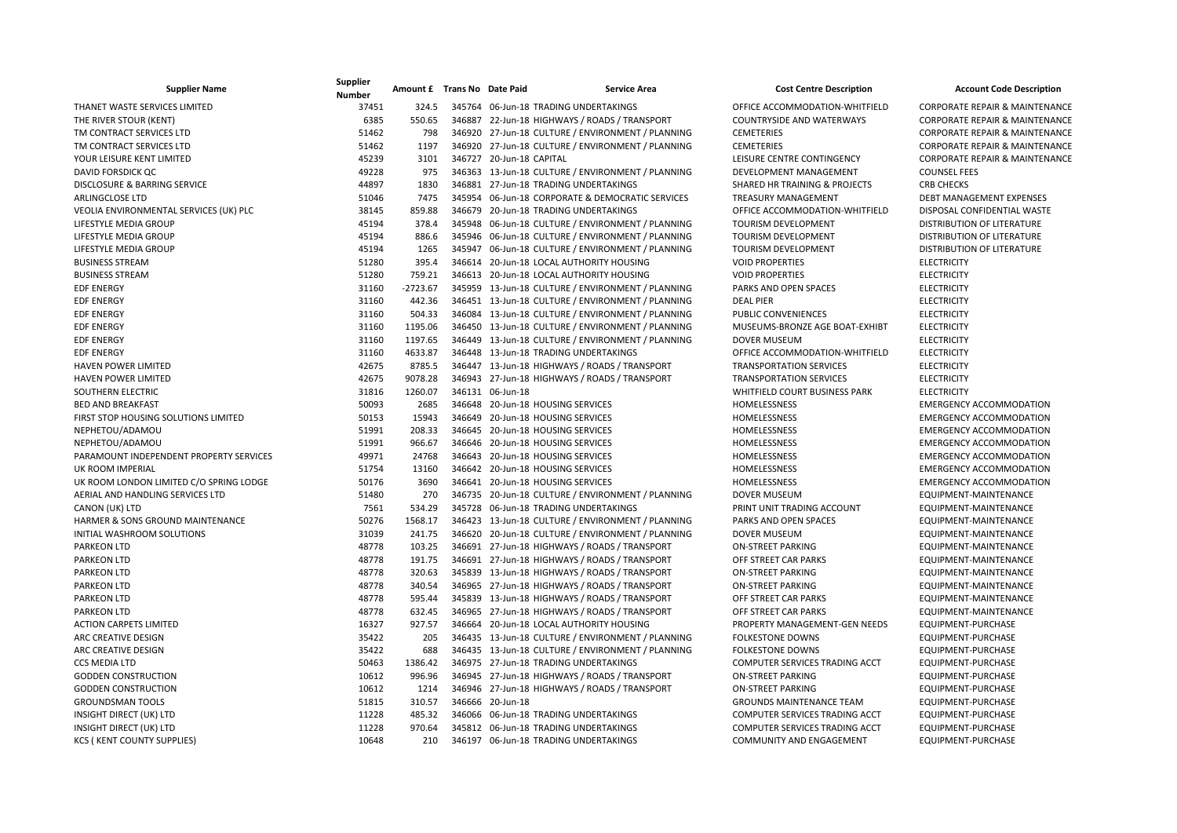| Supplier Name | Supplier Number | Amount £ | Trans No | Date Paid | Service Area | Cost Centre Description | Account Code Description |
|---|---|---|---|---|---|---|---|
| THANET WASTE SERVICES LIMITED | 37451 | 324.5 | 345764 | 06-Jun-18 | TRADING UNDERTAKINGS | OFFICE ACCOMMODATION-WHITFIELD | CORPORATE REPAIR & MAINTENANCE |
| THE RIVER STOUR (KENT) | 6385 | 550.65 | 346887 | 22-Jun-18 | HIGHWAYS / ROADS / TRANSPORT | COUNTRYSIDE AND WATERWAYS | CORPORATE REPAIR & MAINTENANCE |
| TM CONTRACT SERVICES LTD | 51462 | 798 | 346920 | 27-Jun-18 | CULTURE / ENVIRONMENT / PLANNING | CEMETERIES | CORPORATE REPAIR & MAINTENANCE |
| TM CONTRACT SERVICES LTD | 51462 | 1197 | 346920 | 27-Jun-18 | CULTURE / ENVIRONMENT / PLANNING | CEMETERIES | CORPORATE REPAIR & MAINTENANCE |
| YOUR LEISURE KENT LIMITED | 45239 | 3101 | 346727 | 20-Jun-18 | CAPITAL | LEISURE CENTRE CONTINGENCY | CORPORATE REPAIR & MAINTENANCE |
| DAVID FORSDICK QC | 49228 | 975 | 346363 | 13-Jun-18 | CULTURE / ENVIRONMENT / PLANNING | DEVELOPMENT MANAGEMENT | COUNSEL FEES |
| DISCLOSURE & BARRING SERVICE | 44897 | 1830 | 346881 | 27-Jun-18 | TRADING UNDERTAKINGS | SHARED HR TRAINING & PROJECTS | CRB CHECKS |
| ARLINGCLOSE LTD | 51046 | 7475 | 345954 | 06-Jun-18 | CORPORATE & DEMOCRATIC SERVICES | TREASURY MANAGEMENT | DEBT MANAGEMENT EXPENSES |
| VEOLIA ENVIRONMENTAL SERVICES (UK) PLC | 38145 | 859.88 | 346679 | 20-Jun-18 | TRADING UNDERTAKINGS | OFFICE ACCOMMODATION-WHITFIELD | DISPOSAL CONFIDENTIAL WASTE |
| LIFESTYLE MEDIA GROUP | 45194 | 378.4 | 345948 | 06-Jun-18 | CULTURE / ENVIRONMENT / PLANNING | TOURISM DEVELOPMENT | DISTRIBUTION OF LITERATURE |
| LIFESTYLE MEDIA GROUP | 45194 | 886.6 | 345946 | 06-Jun-18 | CULTURE / ENVIRONMENT / PLANNING | TOURISM DEVELOPMENT | DISTRIBUTION OF LITERATURE |
| LIFESTYLE MEDIA GROUP | 45194 | 1265 | 345947 | 06-Jun-18 | CULTURE / ENVIRONMENT / PLANNING | TOURISM DEVELOPMENT | DISTRIBUTION OF LITERATURE |
| BUSINESS STREAM | 51280 | 395.4 | 346614 | 20-Jun-18 | LOCAL AUTHORITY HOUSING | VOID PROPERTIES | ELECTRICITY |
| BUSINESS STREAM | 51280 | 759.21 | 346613 | 20-Jun-18 | LOCAL AUTHORITY HOUSING | VOID PROPERTIES | ELECTRICITY |
| EDF ENERGY | 31160 | -2723.67 | 345959 | 13-Jun-18 | CULTURE / ENVIRONMENT / PLANNING | PARKS AND OPEN SPACES | ELECTRICITY |
| EDF ENERGY | 31160 | 442.36 | 346451 | 13-Jun-18 | CULTURE / ENVIRONMENT / PLANNING | DEAL PIER | ELECTRICITY |
| EDF ENERGY | 31160 | 504.33 | 346084 | 13-Jun-18 | CULTURE / ENVIRONMENT / PLANNING | PUBLIC CONVENIENCES | ELECTRICITY |
| EDF ENERGY | 31160 | 1195.06 | 346450 | 13-Jun-18 | CULTURE / ENVIRONMENT / PLANNING | MUSEUMS-BRONZE AGE BOAT-EXHIBT | ELECTRICITY |
| EDF ENERGY | 31160 | 1197.65 | 346449 | 13-Jun-18 | CULTURE / ENVIRONMENT / PLANNING | DOVER MUSEUM | ELECTRICITY |
| EDF ENERGY | 31160 | 4633.87 | 346448 | 13-Jun-18 | TRADING UNDERTAKINGS | OFFICE ACCOMMODATION-WHITFIELD | ELECTRICITY |
| HAVEN POWER LIMITED | 42675 | 8785.5 | 346447 | 13-Jun-18 | HIGHWAYS / ROADS / TRANSPORT | TRANSPORTATION SERVICES | ELECTRICITY |
| HAVEN POWER LIMITED | 42675 | 9078.28 | 346943 | 27-Jun-18 | HIGHWAYS / ROADS / TRANSPORT | TRANSPORTATION SERVICES | ELECTRICITY |
| SOUTHERN ELECTRIC | 31816 | 1260.07 | 346131 | 06-Jun-18 | | WHITFIELD COURT BUSINESS PARK | ELECTRICITY |
| BED AND BREAKFAST | 50093 | 2685 | 346648 | 20-Jun-18 | HOUSING SERVICES | HOMELESSNESS | EMERGENCY ACCOMMODATION |
| FIRST STOP HOUSING SOLUTIONS LIMITED | 50153 | 15943 | 346649 | 20-Jun-18 | HOUSING SERVICES | HOMELESSNESS | EMERGENCY ACCOMMODATION |
| NEPHETOU/ADAMOU | 51991 | 208.33 | 346645 | 20-Jun-18 | HOUSING SERVICES | HOMELESSNESS | EMERGENCY ACCOMMODATION |
| NEPHETOU/ADAMOU | 51991 | 966.67 | 346646 | 20-Jun-18 | HOUSING SERVICES | HOMELESSNESS | EMERGENCY ACCOMMODATION |
| PARAMOUNT INDEPENDENT PROPERTY SERVICES | 49971 | 24768 | 346643 | 20-Jun-18 | HOUSING SERVICES | HOMELESSNESS | EMERGENCY ACCOMMODATION |
| UK ROOM IMPERIAL | 51754 | 13160 | 346642 | 20-Jun-18 | HOUSING SERVICES | HOMELESSNESS | EMERGENCY ACCOMMODATION |
| UK ROOM LONDON LIMITED C/O SPRING LODGE | 50176 | 3690 | 346641 | 20-Jun-18 | HOUSING SERVICES | HOMELESSNESS | EMERGENCY ACCOMMODATION |
| AERIAL AND HANDLING SERVICES LTD | 51480 | 270 | 346735 | 20-Jun-18 | CULTURE / ENVIRONMENT / PLANNING | DOVER MUSEUM | EQUIPMENT-MAINTENANCE |
| CANON (UK) LTD | 7561 | 534.29 | 345728 | 06-Jun-18 | TRADING UNDERTAKINGS | PRINT UNIT TRADING ACCOUNT | EQUIPMENT-MAINTENANCE |
| HARMER & SONS GROUND MAINTENANCE | 50276 | 1568.17 | 346423 | 13-Jun-18 | CULTURE / ENVIRONMENT / PLANNING | PARKS AND OPEN SPACES | EQUIPMENT-MAINTENANCE |
| INITIAL WASHROOM SOLUTIONS | 31039 | 241.75 | 346620 | 20-Jun-18 | CULTURE / ENVIRONMENT / PLANNING | DOVER MUSEUM | EQUIPMENT-MAINTENANCE |
| PARKEON LTD | 48778 | 103.25 | 346691 | 27-Jun-18 | HIGHWAYS / ROADS / TRANSPORT | ON-STREET PARKING | EQUIPMENT-MAINTENANCE |
| PARKEON LTD | 48778 | 191.75 | 346691 | 27-Jun-18 | HIGHWAYS / ROADS / TRANSPORT | OFF STREET CAR PARKS | EQUIPMENT-MAINTENANCE |
| PARKEON LTD | 48778 | 320.63 | 345839 | 13-Jun-18 | HIGHWAYS / ROADS / TRANSPORT | ON-STREET PARKING | EQUIPMENT-MAINTENANCE |
| PARKEON LTD | 48778 | 340.54 | 346965 | 27-Jun-18 | HIGHWAYS / ROADS / TRANSPORT | ON-STREET PARKING | EQUIPMENT-MAINTENANCE |
| PARKEON LTD | 48778 | 595.44 | 345839 | 13-Jun-18 | HIGHWAYS / ROADS / TRANSPORT | OFF STREET CAR PARKS | EQUIPMENT-MAINTENANCE |
| PARKEON LTD | 48778 | 632.45 | 346965 | 27-Jun-18 | HIGHWAYS / ROADS / TRANSPORT | OFF STREET CAR PARKS | EQUIPMENT-MAINTENANCE |
| ACTION CARPETS LIMITED | 16327 | 927.57 | 346664 | 20-Jun-18 | LOCAL AUTHORITY HOUSING | PROPERTY MANAGEMENT-GEN NEEDS | EQUIPMENT-PURCHASE |
| ARC CREATIVE DESIGN | 35422 | 205 | 346435 | 13-Jun-18 | CULTURE / ENVIRONMENT / PLANNING | FOLKESTONE DOWNS | EQUIPMENT-PURCHASE |
| ARC CREATIVE DESIGN | 35422 | 688 | 346435 | 13-Jun-18 | CULTURE / ENVIRONMENT / PLANNING | FOLKESTONE DOWNS | EQUIPMENT-PURCHASE |
| CCS MEDIA LTD | 50463 | 1386.42 | 346975 | 27-Jun-18 | TRADING UNDERTAKINGS | COMPUTER SERVICES TRADING ACCT | EQUIPMENT-PURCHASE |
| GODDEN CONSTRUCTION | 10612 | 996.96 | 346945 | 27-Jun-18 | HIGHWAYS / ROADS / TRANSPORT | ON-STREET PARKING | EQUIPMENT-PURCHASE |
| GODDEN CONSTRUCTION | 10612 | 1214 | 346946 | 27-Jun-18 | HIGHWAYS / ROADS / TRANSPORT | ON-STREET PARKING | EQUIPMENT-PURCHASE |
| GROUNDSMAN TOOLS | 51815 | 310.57 | 346666 | 20-Jun-18 | | GROUNDS MAINTENANCE TEAM | EQUIPMENT-PURCHASE |
| INSIGHT DIRECT (UK) LTD | 11228 | 485.32 | 346066 | 06-Jun-18 | TRADING UNDERTAKINGS | COMPUTER SERVICES TRADING ACCT | EQUIPMENT-PURCHASE |
| INSIGHT DIRECT (UK) LTD | 11228 | 970.64 | 345812 | 06-Jun-18 | TRADING UNDERTAKINGS | COMPUTER SERVICES TRADING ACCT | EQUIPMENT-PURCHASE |
| KCS ( KENT COUNTY SUPPLIES) | 10648 | 210 | 346197 | 06-Jun-18 | TRADING UNDERTAKINGS | COMMUNITY AND ENGAGEMENT | EQUIPMENT-PURCHASE |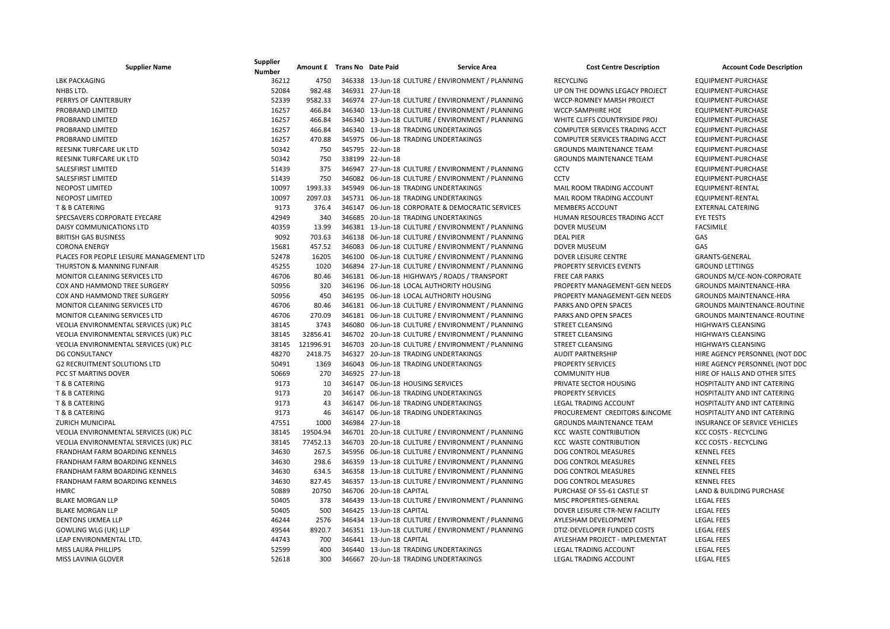| Supplier Name | Supplier Number | Amount £ | Trans No | Date Paid | Service Area | Cost Centre Description | Account Code Description |
|---|---|---|---|---|---|---|---|
| LBK PACKAGING | 36212 | 4750 | 346338 | 13-Jun-18 | CULTURE / ENVIRONMENT / PLANNING | RECYCLING | EQUIPMENT-PURCHASE |
| NHBS LTD. | 52084 | 982.48 | 346931 | 27-Jun-18 | | UP ON THE DOWNS LEGACY PROJECT | EQUIPMENT-PURCHASE |
| PERRYS OF CANTERBURY | 52339 | 9582.33 | 346974 | 27-Jun-18 | CULTURE / ENVIRONMENT / PLANNING | WCCP-ROMNEY MARSH PROJECT | EQUIPMENT-PURCHASE |
| PROBRAND LIMITED | 16257 | 466.84 | 346340 | 13-Jun-18 | CULTURE / ENVIRONMENT / PLANNING | WCCP-SAMPHIRE HOE | EQUIPMENT-PURCHASE |
| PROBRAND LIMITED | 16257 | 466.84 | 346340 | 13-Jun-18 | CULTURE / ENVIRONMENT / PLANNING | WHITE CLIFFS COUNTRYSIDE PROJ | EQUIPMENT-PURCHASE |
| PROBRAND LIMITED | 16257 | 466.84 | 346340 | 13-Jun-18 | TRADING UNDERTAKINGS | COMPUTER SERVICES TRADING ACCT | EQUIPMENT-PURCHASE |
| PROBRAND LIMITED | 16257 | 470.88 | 345975 | 06-Jun-18 | TRADING UNDERTAKINGS | COMPUTER SERVICES TRADING ACCT | EQUIPMENT-PURCHASE |
| REESINK TURFCARE UK LTD | 50342 | 750 | 345795 | 22-Jun-18 | | GROUNDS MAINTENANCE TEAM | EQUIPMENT-PURCHASE |
| REESINK TURFCARE UK LTD | 50342 | 750 | 338199 | 22-Jun-18 | | GROUNDS MAINTENANCE TEAM | EQUIPMENT-PURCHASE |
| SALESFIRST LIMITED | 51439 | 375 | 346947 | 27-Jun-18 | CULTURE / ENVIRONMENT / PLANNING | CCTV | EQUIPMENT-PURCHASE |
| SALESFIRST LIMITED | 51439 | 750 | 346082 | 06-Jun-18 | CULTURE / ENVIRONMENT / PLANNING | CCTV | EQUIPMENT-PURCHASE |
| NEOPOST LIMITED | 10097 | 1993.33 | 345949 | 06-Jun-18 | TRADING UNDERTAKINGS | MAIL ROOM TRADING ACCOUNT | EQUIPMENT-RENTAL |
| NEOPOST LIMITED | 10097 | 2097.03 | 345731 | 06-Jun-18 | TRADING UNDERTAKINGS | MAIL ROOM TRADING ACCOUNT | EQUIPMENT-RENTAL |
| T & B CATERING | 9173 | 376.4 | 346147 | 06-Jun-18 | CORPORATE & DEMOCRATIC SERVICES | MEMBERS ACCOUNT | EXTERNAL CATERING |
| SPECSAVERS CORPORATE EYECARE | 42949 | 340 | 346685 | 20-Jun-18 | TRADING UNDERTAKINGS | HUMAN RESOURCES TRADING ACCT | EYE TESTS |
| DAISY COMMUNICATIONS LTD | 40359 | 13.99 | 346381 | 13-Jun-18 | CULTURE / ENVIRONMENT / PLANNING | DOVER MUSEUM | FACSIMILE |
| BRITISH GAS BUSINESS | 9092 | 703.63 | 346138 | 06-Jun-18 | CULTURE / ENVIRONMENT / PLANNING | DEAL PIER | GAS |
| CORONA ENERGY | 15681 | 457.52 | 346083 | 06-Jun-18 | CULTURE / ENVIRONMENT / PLANNING | DOVER MUSEUM | GAS |
| PLACES FOR PEOPLE LEISURE MANAGEMENT LTD | 52478 | 16205 | 346100 | 06-Jun-18 | CULTURE / ENVIRONMENT / PLANNING | DOVER LEISURE CENTRE | GRANTS-GENERAL |
| THURSTON & MANNING FUNFAIR | 45255 | 1020 | 346894 | 27-Jun-18 | CULTURE / ENVIRONMENT / PLANNING | PROPERTY SERVICES EVENTS | GROUND LETTINGS |
| MONITOR CLEANING SERVICES LTD | 46706 | 80.46 | 346181 | 06-Jun-18 | HIGHWAYS / ROADS / TRANSPORT | FREE CAR PARKS | GROUNDS M/CE-NON-CORPORATE |
| COX AND HAMMOND TREE SURGERY | 50956 | 320 | 346196 | 06-Jun-18 | LOCAL AUTHORITY HOUSING | PROPERTY MANAGEMENT-GEN NEEDS | GROUNDS MAINTENANCE-HRA |
| COX AND HAMMOND TREE SURGERY | 50956 | 450 | 346195 | 06-Jun-18 | LOCAL AUTHORITY HOUSING | PROPERTY MANAGEMENT-GEN NEEDS | GROUNDS MAINTENANCE-HRA |
| MONITOR CLEANING SERVICES LTD | 46706 | 80.46 | 346181 | 06-Jun-18 | CULTURE / ENVIRONMENT / PLANNING | PARKS AND OPEN SPACES | GROUNDS MAINTENANCE-ROUTINE |
| MONITOR CLEANING SERVICES LTD | 46706 | 270.09 | 346181 | 06-Jun-18 | CULTURE / ENVIRONMENT / PLANNING | PARKS AND OPEN SPACES | GROUNDS MAINTENANCE-ROUTINE |
| VEOLIA ENVIRONMENTAL SERVICES (UK) PLC | 38145 | 3743 | 346080 | 06-Jun-18 | CULTURE / ENVIRONMENT / PLANNING | STREET CLEANSING | HIGHWAYS CLEANSING |
| VEOLIA ENVIRONMENTAL SERVICES (UK) PLC | 38145 | 32856.41 | 346702 | 20-Jun-18 | CULTURE / ENVIRONMENT / PLANNING | STREET CLEANSING | HIGHWAYS CLEANSING |
| VEOLIA ENVIRONMENTAL SERVICES (UK) PLC | 38145 | 121996.91 | 346703 | 20-Jun-18 | CULTURE / ENVIRONMENT / PLANNING | STREET CLEANSING | HIGHWAYS CLEANSING |
| DG CONSULTANCY | 48270 | 2418.75 | 346327 | 20-Jun-18 | TRADING UNDERTAKINGS | AUDIT PARTNERSHIP | HIRE AGENCY PERSONNEL (NOT DDC |
| G2 RECRUITMENT SOLUTIONS LTD | 50491 | 1369 | 346043 | 06-Jun-18 | TRADING UNDERTAKINGS | PROPERTY SERVICES | HIRE AGENCY PERSONNEL (NOT DDC |
| PCC ST MARTINS DOVER | 50669 | 270 | 346925 | 27-Jun-18 | | COMMUNITY HUB | HIRE OF HALLS AND OTHER SITES |
| T & B CATERING | 9173 | 10 | 346147 | 06-Jun-18 | HOUSING SERVICES | PRIVATE SECTOR HOUSING | HOSPITALITY AND INT CATERING |
| T & B CATERING | 9173 | 20 | 346147 | 06-Jun-18 | TRADING UNDERTAKINGS | PROPERTY SERVICES | HOSPITALITY AND INT CATERING |
| T & B CATERING | 9173 | 43 | 346147 | 06-Jun-18 | TRADING UNDERTAKINGS | LEGAL TRADING ACCOUNT | HOSPITALITY AND INT CATERING |
| T & B CATERING | 9173 | 46 | 346147 | 06-Jun-18 | TRADING UNDERTAKINGS | PROCUREMENT CREDITORS &INCOME | HOSPITALITY AND INT CATERING |
| ZURICH MUNICIPAL | 47551 | 1000 | 346984 | 27-Jun-18 | | GROUNDS MAINTENANCE TEAM | INSURANCE OF SERVICE VEHICLES |
| VEOLIA ENVIRONMENTAL SERVICES (UK) PLC | 38145 | 19504.94 | 346701 | 20-Jun-18 | CULTURE / ENVIRONMENT / PLANNING | KCC WASTE CONTRIBUTION | KCC COSTS - RECYCLING |
| VEOLIA ENVIRONMENTAL SERVICES (UK) PLC | 38145 | 77452.13 | 346703 | 20-Jun-18 | CULTURE / ENVIRONMENT / PLANNING | KCC WASTE CONTRIBUTION | KCC COSTS - RECYCLING |
| FRANDHAM FARM BOARDING KENNELS | 34630 | 267.5 | 345956 | 06-Jun-18 | CULTURE / ENVIRONMENT / PLANNING | DOG CONTROL MEASURES | KENNEL FEES |
| FRANDHAM FARM BOARDING KENNELS | 34630 | 298.6 | 346359 | 13-Jun-18 | CULTURE / ENVIRONMENT / PLANNING | DOG CONTROL MEASURES | KENNEL FEES |
| FRANDHAM FARM BOARDING KENNELS | 34630 | 634.5 | 346358 | 13-Jun-18 | CULTURE / ENVIRONMENT / PLANNING | DOG CONTROL MEASURES | KENNEL FEES |
| FRANDHAM FARM BOARDING KENNELS | 34630 | 827.45 | 346357 | 13-Jun-18 | CULTURE / ENVIRONMENT / PLANNING | DOG CONTROL MEASURES | KENNEL FEES |
| HMRC | 50889 | 20750 | 346706 | 20-Jun-18 | CAPITAL | PURCHASE OF 55-61 CASTLE ST | LAND & BUILDING PURCHASE |
| BLAKE MORGAN LLP | 50405 | 378 | 346439 | 13-Jun-18 | CULTURE / ENVIRONMENT / PLANNING | MISC PROPERTIES-GENERAL | LEGAL FEES |
| BLAKE MORGAN LLP | 50405 | 500 | 346425 | 13-Jun-18 | CAPITAL | DOVER LEISURE CTR-NEW FACILITY | LEGAL FEES |
| DENTONS UKMEA LLP | 46244 | 2576 | 346434 | 13-Jun-18 | CULTURE / ENVIRONMENT / PLANNING | AYLESHAM DEVELOPMENT | LEGAL FEES |
| GOWLING WLG (UK) LLP | 49544 | 8920.7 | 346351 | 13-Jun-18 | CULTURE / ENVIRONMENT / PLANNING | DTIZ-DEVELOPER FUNDED COSTS | LEGAL FEES |
| LEAP ENVIRONMENTAL LTD. | 44743 | 700 | 346441 | 13-Jun-18 | CAPITAL | AYLESHAM PROJECT - IMPLEMENTAT | LEGAL FEES |
| MISS LAURA PHILLIPS | 52599 | 400 | 346440 | 13-Jun-18 | TRADING UNDERTAKINGS | LEGAL TRADING ACCOUNT | LEGAL FEES |
| MISS LAVINIA GLOVER | 52618 | 300 | 346667 | 20-Jun-18 | TRADING UNDERTAKINGS | LEGAL TRADING ACCOUNT | LEGAL FEES |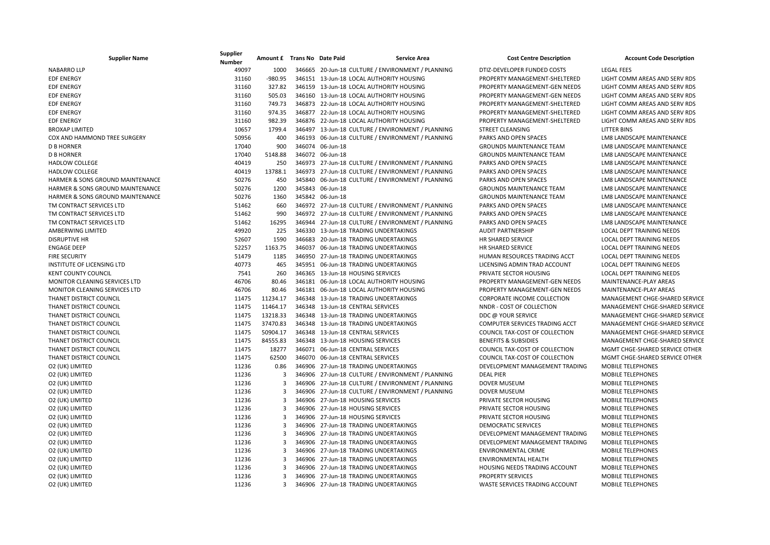| Supplier Name | Supplier Number | Amount £ | Trans No | Date Paid | Service Area | Cost Centre Description | Account Code Description |
|---|---|---|---|---|---|---|---|
| NABARRO LLP | 49097 | 1000 | 346665 | 20-Jun-18 | CULTURE / ENVIRONMENT / PLANNING | DTIZ-DEVELOPER FUNDED COSTS | LEGAL FEES |
| EDF ENERGY | 31160 | -980.95 | 346151 | 13-Jun-18 | LOCAL AUTHORITY HOUSING | PROPERTY MANAGEMENT-SHELTERED | LIGHT COMM AREAS AND SERV RDS |
| EDF ENERGY | 31160 | 327.82 | 346159 | 13-Jun-18 | LOCAL AUTHORITY HOUSING | PROPERTY MANAGEMENT-GEN NEEDS | LIGHT COMM AREAS AND SERV RDS |
| EDF ENERGY | 31160 | 505.03 | 346160 | 13-Jun-18 | LOCAL AUTHORITY HOUSING | PROPERTY MANAGEMENT-GEN NEEDS | LIGHT COMM AREAS AND SERV RDS |
| EDF ENERGY | 31160 | 749.73 | 346873 | 22-Jun-18 | LOCAL AUTHORITY HOUSING | PROPERTY MANAGEMENT-GEN NEEDS | LIGHT COMM AREAS AND SERV RDS |
| EDF ENERGY | 31160 | 974.35 | 346877 | 22-Jun-18 | LOCAL AUTHORITY HOUSING | PROPERTY MANAGEMENT-SHELTERED | LIGHT COMM AREAS AND SERV RDS |
| EDF ENERGY | 31160 | 982.39 | 346876 | 22-Jun-18 | LOCAL AUTHORITY HOUSING | PROPERTY MANAGEMENT-SHELTERED | LIGHT COMM AREAS AND SERV RDS |
| BROXAP LIMITED | 10657 | 1799.4 | 346497 | 13-Jun-18 | CULTURE / ENVIRONMENT / PLANNING | STREET CLEANSING | LITTER BINS |
| COX AND HAMMOND TREE SURGERY | 50956 | 400 | 346193 | 06-Jun-18 | CULTURE / ENVIRONMENT / PLANNING | PARKS AND OPEN SPACES | LM8 LANDSCAPE MAINTENANCE |
| D B HORNER | 17040 | 900 | 346074 | 06-Jun-18 | | GROUNDS MAINTENANCE TEAM | LM8 LANDSCAPE MAINTENANCE |
| D B HORNER | 17040 | 5148.88 | 346072 | 06-Jun-18 | | GROUNDS MAINTENANCE TEAM | LM8 LANDSCAPE MAINTENANCE |
| HADLOW COLLEGE | 40419 | 250 | 346973 | 27-Jun-18 | CULTURE / ENVIRONMENT / PLANNING | PARKS AND OPEN SPACES | LM8 LANDSCAPE MAINTENANCE |
| HADLOW COLLEGE | 40419 | 13788.1 | 346973 | 27-Jun-18 | CULTURE / ENVIRONMENT / PLANNING | PARKS AND OPEN SPACES | LM8 LANDSCAPE MAINTENANCE |
| HARMER & SONS GROUND MAINTENANCE | 50276 | 450 | 345840 | 06-Jun-18 | CULTURE / ENVIRONMENT / PLANNING | PARKS AND OPEN SPACES | LM8 LANDSCAPE MAINTENANCE |
| HARMER & SONS GROUND MAINTENANCE | 50276 | 1200 | 345843 | 06-Jun-18 | | GROUNDS MAINTENANCE TEAM | LM8 LANDSCAPE MAINTENANCE |
| HARMER & SONS GROUND MAINTENANCE | 50276 | 1360 | 345842 | 06-Jun-18 | | GROUNDS MAINTENANCE TEAM | LM8 LANDSCAPE MAINTENANCE |
| TM CONTRACT SERVICES LTD | 51462 | 660 | 346972 | 27-Jun-18 | CULTURE / ENVIRONMENT / PLANNING | PARKS AND OPEN SPACES | LM8 LANDSCAPE MAINTENANCE |
| TM CONTRACT SERVICES LTD | 51462 | 990 | 346972 | 27-Jun-18 | CULTURE / ENVIRONMENT / PLANNING | PARKS AND OPEN SPACES | LM8 LANDSCAPE MAINTENANCE |
| TM CONTRACT SERVICES LTD | 51462 | 16295 | 346944 | 27-Jun-18 | CULTURE / ENVIRONMENT / PLANNING | PARKS AND OPEN SPACES | LM8 LANDSCAPE MAINTENANCE |
| AMBERWING LIMITED | 49920 | 225 | 346330 | 13-Jun-18 | TRADING UNDERTAKINGS | AUDIT PARTNERSHIP | LOCAL DEPT TRAINING NEEDS |
| DISRUPTIVE HR | 52607 | 1590 | 346683 | 20-Jun-18 | TRADING UNDERTAKINGS | HR SHARED SERVICE | LOCAL DEPT TRAINING NEEDS |
| ENGAGE DEEP | 52257 | 1163.75 | 346037 | 06-Jun-18 | TRADING UNDERTAKINGS | HR SHARED SERVICE | LOCAL DEPT TRAINING NEEDS |
| FIRE SECURITY | 51479 | 1185 | 346950 | 27-Jun-18 | TRADING UNDERTAKINGS | HUMAN RESOURCES TRADING ACCT | LOCAL DEPT TRAINING NEEDS |
| INSTITUTE OF LICENSING LTD | 40773 | 465 | 345951 | 06-Jun-18 | TRADING UNDERTAKINGS | LICENSING ADMIN TRAD ACCOUNT | LOCAL DEPT TRAINING NEEDS |
| KENT COUNTY COUNCIL | 7541 | 260 | 346365 | 13-Jun-18 | HOUSING SERVICES | PRIVATE SECTOR HOUSING | LOCAL DEPT TRAINING NEEDS |
| MONITOR CLEANING SERVICES LTD | 46706 | 80.46 | 346181 | 06-Jun-18 | LOCAL AUTHORITY HOUSING | PROPERTY MANAGEMENT-GEN NEEDS | MAINTENANCE-PLAY AREAS |
| MONITOR CLEANING SERVICES LTD | 46706 | 80.46 | 346181 | 06-Jun-18 | LOCAL AUTHORITY HOUSING | PROPERTY MANAGEMENT-GEN NEEDS | MAINTENANCE-PLAY AREAS |
| THANET DISTRICT COUNCIL | 11475 | 11234.17 | 346348 | 13-Jun-18 | TRADING UNDERTAKINGS | CORPORATE INCOME COLLECTION | MANAGEMENT CHGE-SHARED SERVICE |
| THANET DISTRICT COUNCIL | 11475 | 11464.17 | 346348 | 13-Jun-18 | CENTRAL SERVICES | NNDR - COST OF COLLECTION | MANAGEMENT CHGE-SHARED SERVICE |
| THANET DISTRICT COUNCIL | 11475 | 13218.33 | 346348 | 13-Jun-18 | TRADING UNDERTAKINGS | DDC @ YOUR SERVICE | MANAGEMENT CHGE-SHARED SERVICE |
| THANET DISTRICT COUNCIL | 11475 | 37470.83 | 346348 | 13-Jun-18 | TRADING UNDERTAKINGS | COMPUTER SERVICES TRADING ACCT | MANAGEMENT CHGE-SHARED SERVICE |
| THANET DISTRICT COUNCIL | 11475 | 50904.17 | 346348 | 13-Jun-18 | CENTRAL SERVICES | COUNCIL TAX-COST OF COLLECTION | MANAGEMENT CHGE-SHARED SERVICE |
| THANET DISTRICT COUNCIL | 11475 | 84555.83 | 346348 | 13-Jun-18 | HOUSING SERVICES | BENEFITS & SUBSIDIES | MANAGEMENT CHGE-SHARED SERVICE |
| THANET DISTRICT COUNCIL | 11475 | 18277 | 346071 | 06-Jun-18 | CENTRAL SERVICES | COUNCIL TAX-COST OF COLLECTION | MGMT CHGE-SHARED SERVICE OTHER |
| THANET DISTRICT COUNCIL | 11475 | 62500 | 346070 | 06-Jun-18 | CENTRAL SERVICES | COUNCIL TAX-COST OF COLLECTION | MGMT CHGE-SHARED SERVICE OTHER |
| O2 (UK) LIMITED | 11236 | 0.86 | 346906 | 27-Jun-18 | TRADING UNDERTAKINGS | DEVELOPMENT MANAGEMENT TRADING | MOBILE TELEPHONES |
| O2 (UK) LIMITED | 11236 | 3 | 346906 | 27-Jun-18 | CULTURE / ENVIRONMENT / PLANNING | DEAL PIER | MOBILE TELEPHONES |
| O2 (UK) LIMITED | 11236 | 3 | 346906 | 27-Jun-18 | CULTURE / ENVIRONMENT / PLANNING | DOVER MUSEUM | MOBILE TELEPHONES |
| O2 (UK) LIMITED | 11236 | 3 | 346906 | 27-Jun-18 | CULTURE / ENVIRONMENT / PLANNING | DOVER MUSEUM | MOBILE TELEPHONES |
| O2 (UK) LIMITED | 11236 | 3 | 346906 | 27-Jun-18 | HOUSING SERVICES | PRIVATE SECTOR HOUSING | MOBILE TELEPHONES |
| O2 (UK) LIMITED | 11236 | 3 | 346906 | 27-Jun-18 | HOUSING SERVICES | PRIVATE SECTOR HOUSING | MOBILE TELEPHONES |
| O2 (UK) LIMITED | 11236 | 3 | 346906 | 27-Jun-18 | HOUSING SERVICES | PRIVATE SECTOR HOUSING | MOBILE TELEPHONES |
| O2 (UK) LIMITED | 11236 | 3 | 346906 | 27-Jun-18 | TRADING UNDERTAKINGS | DEMOCRATIC SERVICES | MOBILE TELEPHONES |
| O2 (UK) LIMITED | 11236 | 3 | 346906 | 27-Jun-18 | TRADING UNDERTAKINGS | DEVELOPMENT MANAGEMENT TRADING | MOBILE TELEPHONES |
| O2 (UK) LIMITED | 11236 | 3 | 346906 | 27-Jun-18 | TRADING UNDERTAKINGS | DEVELOPMENT MANAGEMENT TRADING | MOBILE TELEPHONES |
| O2 (UK) LIMITED | 11236 | 3 | 346906 | 27-Jun-18 | TRADING UNDERTAKINGS | ENVIRONMENTAL CRIME | MOBILE TELEPHONES |
| O2 (UK) LIMITED | 11236 | 3 | 346906 | 27-Jun-18 | TRADING UNDERTAKINGS | ENVIRONMENTAL HEALTH | MOBILE TELEPHONES |
| O2 (UK) LIMITED | 11236 | 3 | 346906 | 27-Jun-18 | TRADING UNDERTAKINGS | HOUSING NEEDS TRADING ACCOUNT | MOBILE TELEPHONES |
| O2 (UK) LIMITED | 11236 | 3 | 346906 | 27-Jun-18 | TRADING UNDERTAKINGS | PROPERTY SERVICES | MOBILE TELEPHONES |
| O2 (UK) LIMITED | 11236 | 3 | 346906 | 27-Jun-18 | TRADING UNDERTAKINGS | WASTE SERVICES TRADING ACCOUNT | MOBILE TELEPHONES |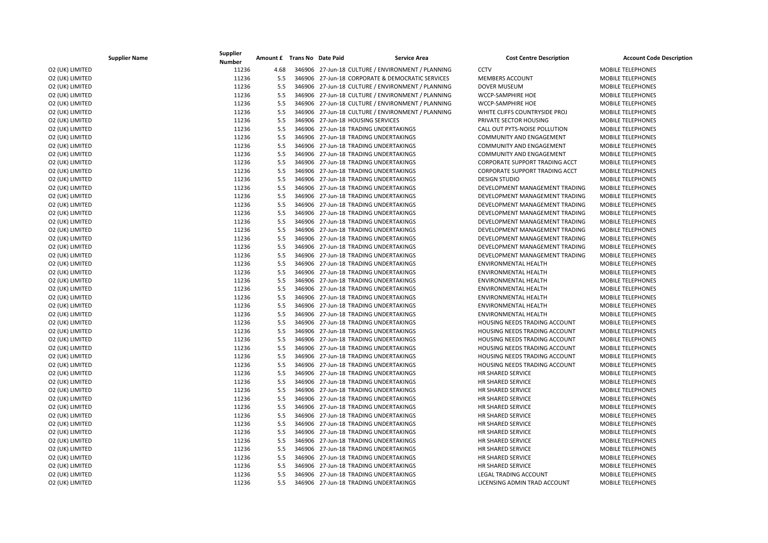| Supplier Name | Supplier Number | Amount £ | Trans No | Date Paid | Service Area | Cost Centre Description | Account Code Description |
|---|---|---|---|---|---|---|---|
| O2 (UK) LIMITED | 11236 | 4.68 | 346906 | 27-Jun-18 | CULTURE / ENVIRONMENT / PLANNING | CCTV | MOBILE TELEPHONES |
| O2 (UK) LIMITED | 11236 | 5.5 | 346906 | 27-Jun-18 | CORPORATE & DEMOCRATIC SERVICES | MEMBERS ACCOUNT | MOBILE TELEPHONES |
| O2 (UK) LIMITED | 11236 | 5.5 | 346906 | 27-Jun-18 | CULTURE / ENVIRONMENT / PLANNING | DOVER MUSEUM | MOBILE TELEPHONES |
| O2 (UK) LIMITED | 11236 | 5.5 | 346906 | 27-Jun-18 | CULTURE / ENVIRONMENT / PLANNING | WCCP-SAMPHIRE HOE | MOBILE TELEPHONES |
| O2 (UK) LIMITED | 11236 | 5.5 | 346906 | 27-Jun-18 | CULTURE / ENVIRONMENT / PLANNING | WCCP-SAMPHIRE HOE | MOBILE TELEPHONES |
| O2 (UK) LIMITED | 11236 | 5.5 | 346906 | 27-Jun-18 | CULTURE / ENVIRONMENT / PLANNING | WHITE CLIFFS COUNTRYSIDE PROJ | MOBILE TELEPHONES |
| O2 (UK) LIMITED | 11236 | 5.5 | 346906 | 27-Jun-18 | HOUSING SERVICES | PRIVATE SECTOR HOUSING | MOBILE TELEPHONES |
| O2 (UK) LIMITED | 11236 | 5.5 | 346906 | 27-Jun-18 | TRADING UNDERTAKINGS | CALL OUT PYTS-NOISE POLLUTION | MOBILE TELEPHONES |
| O2 (UK) LIMITED | 11236 | 5.5 | 346906 | 27-Jun-18 | TRADING UNDERTAKINGS | COMMUNITY AND ENGAGEMENT | MOBILE TELEPHONES |
| O2 (UK) LIMITED | 11236 | 5.5 | 346906 | 27-Jun-18 | TRADING UNDERTAKINGS | COMMUNITY AND ENGAGEMENT | MOBILE TELEPHONES |
| O2 (UK) LIMITED | 11236 | 5.5 | 346906 | 27-Jun-18 | TRADING UNDERTAKINGS | COMMUNITY AND ENGAGEMENT | MOBILE TELEPHONES |
| O2 (UK) LIMITED | 11236 | 5.5 | 346906 | 27-Jun-18 | TRADING UNDERTAKINGS | CORPORATE SUPPORT TRADING ACCT | MOBILE TELEPHONES |
| O2 (UK) LIMITED | 11236 | 5.5 | 346906 | 27-Jun-18 | TRADING UNDERTAKINGS | CORPORATE SUPPORT TRADING ACCT | MOBILE TELEPHONES |
| O2 (UK) LIMITED | 11236 | 5.5 | 346906 | 27-Jun-18 | TRADING UNDERTAKINGS | DESIGN STUDIO | MOBILE TELEPHONES |
| O2 (UK) LIMITED | 11236 | 5.5 | 346906 | 27-Jun-18 | TRADING UNDERTAKINGS | DEVELOPMENT MANAGEMENT TRADING | MOBILE TELEPHONES |
| O2 (UK) LIMITED | 11236 | 5.5 | 346906 | 27-Jun-18 | TRADING UNDERTAKINGS | DEVELOPMENT MANAGEMENT TRADING | MOBILE TELEPHONES |
| O2 (UK) LIMITED | 11236 | 5.5 | 346906 | 27-Jun-18 | TRADING UNDERTAKINGS | DEVELOPMENT MANAGEMENT TRADING | MOBILE TELEPHONES |
| O2 (UK) LIMITED | 11236 | 5.5 | 346906 | 27-Jun-18 | TRADING UNDERTAKINGS | DEVELOPMENT MANAGEMENT TRADING | MOBILE TELEPHONES |
| O2 (UK) LIMITED | 11236 | 5.5 | 346906 | 27-Jun-18 | TRADING UNDERTAKINGS | DEVELOPMENT MANAGEMENT TRADING | MOBILE TELEPHONES |
| O2 (UK) LIMITED | 11236 | 5.5 | 346906 | 27-Jun-18 | TRADING UNDERTAKINGS | DEVELOPMENT MANAGEMENT TRADING | MOBILE TELEPHONES |
| O2 (UK) LIMITED | 11236 | 5.5 | 346906 | 27-Jun-18 | TRADING UNDERTAKINGS | DEVELOPMENT MANAGEMENT TRADING | MOBILE TELEPHONES |
| O2 (UK) LIMITED | 11236 | 5.5 | 346906 | 27-Jun-18 | TRADING UNDERTAKINGS | DEVELOPMENT MANAGEMENT TRADING | MOBILE TELEPHONES |
| O2 (UK) LIMITED | 11236 | 5.5 | 346906 | 27-Jun-18 | TRADING UNDERTAKINGS | ENVIRONMENTAL HEALTH | MOBILE TELEPHONES |
| O2 (UK) LIMITED | 11236 | 5.5 | 346906 | 27-Jun-18 | TRADING UNDERTAKINGS | ENVIRONMENTAL HEALTH | MOBILE TELEPHONES |
| O2 (UK) LIMITED | 11236 | 5.5 | 346906 | 27-Jun-18 | TRADING UNDERTAKINGS | ENVIRONMENTAL HEALTH | MOBILE TELEPHONES |
| O2 (UK) LIMITED | 11236 | 5.5 | 346906 | 27-Jun-18 | TRADING UNDERTAKINGS | ENVIRONMENTAL HEALTH | MOBILE TELEPHONES |
| O2 (UK) LIMITED | 11236 | 5.5 | 346906 | 27-Jun-18 | TRADING UNDERTAKINGS | ENVIRONMENTAL HEALTH | MOBILE TELEPHONES |
| O2 (UK) LIMITED | 11236 | 5.5 | 346906 | 27-Jun-18 | TRADING UNDERTAKINGS | ENVIRONMENTAL HEALTH | MOBILE TELEPHONES |
| O2 (UK) LIMITED | 11236 | 5.5 | 346906 | 27-Jun-18 | TRADING UNDERTAKINGS | ENVIRONMENTAL HEALTH | MOBILE TELEPHONES |
| O2 (UK) LIMITED | 11236 | 5.5 | 346906 | 27-Jun-18 | TRADING UNDERTAKINGS | HOUSING NEEDS TRADING ACCOUNT | MOBILE TELEPHONES |
| O2 (UK) LIMITED | 11236 | 5.5 | 346906 | 27-Jun-18 | TRADING UNDERTAKINGS | HOUSING NEEDS TRADING ACCOUNT | MOBILE TELEPHONES |
| O2 (UK) LIMITED | 11236 | 5.5 | 346906 | 27-Jun-18 | TRADING UNDERTAKINGS | HOUSING NEEDS TRADING ACCOUNT | MOBILE TELEPHONES |
| O2 (UK) LIMITED | 11236 | 5.5 | 346906 | 27-Jun-18 | TRADING UNDERTAKINGS | HOUSING NEEDS TRADING ACCOUNT | MOBILE TELEPHONES |
| O2 (UK) LIMITED | 11236 | 5.5 | 346906 | 27-Jun-18 | TRADING UNDERTAKINGS | HOUSING NEEDS TRADING ACCOUNT | MOBILE TELEPHONES |
| O2 (UK) LIMITED | 11236 | 5.5 | 346906 | 27-Jun-18 | TRADING UNDERTAKINGS | HOUSING NEEDS TRADING ACCOUNT | MOBILE TELEPHONES |
| O2 (UK) LIMITED | 11236 | 5.5 | 346906 | 27-Jun-18 | TRADING UNDERTAKINGS | HR SHARED SERVICE | MOBILE TELEPHONES |
| O2 (UK) LIMITED | 11236 | 5.5 | 346906 | 27-Jun-18 | TRADING UNDERTAKINGS | HR SHARED SERVICE | MOBILE TELEPHONES |
| O2 (UK) LIMITED | 11236 | 5.5 | 346906 | 27-Jun-18 | TRADING UNDERTAKINGS | HR SHARED SERVICE | MOBILE TELEPHONES |
| O2 (UK) LIMITED | 11236 | 5.5 | 346906 | 27-Jun-18 | TRADING UNDERTAKINGS | HR SHARED SERVICE | MOBILE TELEPHONES |
| O2 (UK) LIMITED | 11236 | 5.5 | 346906 | 27-Jun-18 | TRADING UNDERTAKINGS | HR SHARED SERVICE | MOBILE TELEPHONES |
| O2 (UK) LIMITED | 11236 | 5.5 | 346906 | 27-Jun-18 | TRADING UNDERTAKINGS | HR SHARED SERVICE | MOBILE TELEPHONES |
| O2 (UK) LIMITED | 11236 | 5.5 | 346906 | 27-Jun-18 | TRADING UNDERTAKINGS | HR SHARED SERVICE | MOBILE TELEPHONES |
| O2 (UK) LIMITED | 11236 | 5.5 | 346906 | 27-Jun-18 | TRADING UNDERTAKINGS | HR SHARED SERVICE | MOBILE TELEPHONES |
| O2 (UK) LIMITED | 11236 | 5.5 | 346906 | 27-Jun-18 | TRADING UNDERTAKINGS | HR SHARED SERVICE | MOBILE TELEPHONES |
| O2 (UK) LIMITED | 11236 | 5.5 | 346906 | 27-Jun-18 | TRADING UNDERTAKINGS | HR SHARED SERVICE | MOBILE TELEPHONES |
| O2 (UK) LIMITED | 11236 | 5.5 | 346906 | 27-Jun-18 | TRADING UNDERTAKINGS | HR SHARED SERVICE | MOBILE TELEPHONES |
| O2 (UK) LIMITED | 11236 | 5.5 | 346906 | 27-Jun-18 | TRADING UNDERTAKINGS | HR SHARED SERVICE | MOBILE TELEPHONES |
| O2 (UK) LIMITED | 11236 | 5.5 | 346906 | 27-Jun-18 | TRADING UNDERTAKINGS | LEGAL TRADING ACCOUNT | MOBILE TELEPHONES |
| O2 (UK) LIMITED | 11236 | 5.5 | 346906 | 27-Jun-18 | TRADING UNDERTAKINGS | LICENSING ADMIN TRAD ACCOUNT | MOBILE TELEPHONES |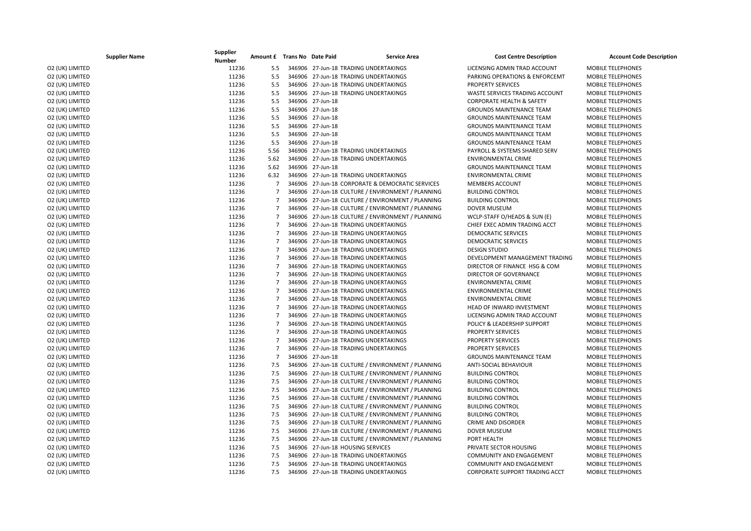| Supplier Name | Supplier Number | Amount £ | Trans No | Date Paid | Service Area | Cost Centre Description | Account Code Description |
|---|---|---|---|---|---|---|---|
| O2 (UK) LIMITED | 11236 | 5.5 | 346906 | 27-Jun-18 | TRADING UNDERTAKINGS | LICENSING ADMIN TRAD ACCOUNT | MOBILE TELEPHONES |
| O2 (UK) LIMITED | 11236 | 5.5 | 346906 | 27-Jun-18 | TRADING UNDERTAKINGS | PARKING OPERATIONS & ENFORCEMT | MOBILE TELEPHONES |
| O2 (UK) LIMITED | 11236 | 5.5 | 346906 | 27-Jun-18 | TRADING UNDERTAKINGS | PROPERTY SERVICES | MOBILE TELEPHONES |
| O2 (UK) LIMITED | 11236 | 5.5 | 346906 | 27-Jun-18 | TRADING UNDERTAKINGS | WASTE SERVICES TRADING ACCOUNT | MOBILE TELEPHONES |
| O2 (UK) LIMITED | 11236 | 5.5 | 346906 | 27-Jun-18 | | CORPORATE HEALTH & SAFETY | MOBILE TELEPHONES |
| O2 (UK) LIMITED | 11236 | 5.5 | 346906 | 27-Jun-18 | | GROUNDS MAINTENANCE TEAM | MOBILE TELEPHONES |
| O2 (UK) LIMITED | 11236 | 5.5 | 346906 | 27-Jun-18 | | GROUNDS MAINTENANCE TEAM | MOBILE TELEPHONES |
| O2 (UK) LIMITED | 11236 | 5.5 | 346906 | 27-Jun-18 | | GROUNDS MAINTENANCE TEAM | MOBILE TELEPHONES |
| O2 (UK) LIMITED | 11236 | 5.5 | 346906 | 27-Jun-18 | | GROUNDS MAINTENANCE TEAM | MOBILE TELEPHONES |
| O2 (UK) LIMITED | 11236 | 5.5 | 346906 | 27-Jun-18 | | GROUNDS MAINTENANCE TEAM | MOBILE TELEPHONES |
| O2 (UK) LIMITED | 11236 | 5.56 | 346906 | 27-Jun-18 | TRADING UNDERTAKINGS | PAYROLL & SYSTEMS SHARED SERV | MOBILE TELEPHONES |
| O2 (UK) LIMITED | 11236 | 5.62 | 346906 | 27-Jun-18 | TRADING UNDERTAKINGS | ENVIRONMENTAL CRIME | MOBILE TELEPHONES |
| O2 (UK) LIMITED | 11236 | 5.62 | 346906 | 27-Jun-18 | | GROUNDS MAINTENANCE TEAM | MOBILE TELEPHONES |
| O2 (UK) LIMITED | 11236 | 6.32 | 346906 | 27-Jun-18 | TRADING UNDERTAKINGS | ENVIRONMENTAL CRIME | MOBILE TELEPHONES |
| O2 (UK) LIMITED | 11236 | 7 | 346906 | 27-Jun-18 | CORPORATE & DEMOCRATIC SERVICES | MEMBERS ACCOUNT | MOBILE TELEPHONES |
| O2 (UK) LIMITED | 11236 | 7 | 346906 | 27-Jun-18 | CULTURE / ENVIRONMENT / PLANNING | BUILDING CONTROL | MOBILE TELEPHONES |
| O2 (UK) LIMITED | 11236 | 7 | 346906 | 27-Jun-18 | CULTURE / ENVIRONMENT / PLANNING | BUILDING CONTROL | MOBILE TELEPHONES |
| O2 (UK) LIMITED | 11236 | 7 | 346906 | 27-Jun-18 | CULTURE / ENVIRONMENT / PLANNING | DOVER MUSEUM | MOBILE TELEPHONES |
| O2 (UK) LIMITED | 11236 | 7 | 346906 | 27-Jun-18 | CULTURE / ENVIRONMENT / PLANNING | WCLP-STAFF O/HEADS & SUN (E) | MOBILE TELEPHONES |
| O2 (UK) LIMITED | 11236 | 7 | 346906 | 27-Jun-18 | TRADING UNDERTAKINGS | CHIEF EXEC ADMIN TRADING ACCT | MOBILE TELEPHONES |
| O2 (UK) LIMITED | 11236 | 7 | 346906 | 27-Jun-18 | TRADING UNDERTAKINGS | DEMOCRATIC SERVICES | MOBILE TELEPHONES |
| O2 (UK) LIMITED | 11236 | 7 | 346906 | 27-Jun-18 | TRADING UNDERTAKINGS | DEMOCRATIC SERVICES | MOBILE TELEPHONES |
| O2 (UK) LIMITED | 11236 | 7 | 346906 | 27-Jun-18 | TRADING UNDERTAKINGS | DESIGN STUDIO | MOBILE TELEPHONES |
| O2 (UK) LIMITED | 11236 | 7 | 346906 | 27-Jun-18 | TRADING UNDERTAKINGS | DEVELOPMENT MANAGEMENT TRADING | MOBILE TELEPHONES |
| O2 (UK) LIMITED | 11236 | 7 | 346906 | 27-Jun-18 | TRADING UNDERTAKINGS | DIRECTOR OF FINANCE HSG & COM | MOBILE TELEPHONES |
| O2 (UK) LIMITED | 11236 | 7 | 346906 | 27-Jun-18 | TRADING UNDERTAKINGS | DIRECTOR OF GOVERNANCE | MOBILE TELEPHONES |
| O2 (UK) LIMITED | 11236 | 7 | 346906 | 27-Jun-18 | TRADING UNDERTAKINGS | ENVIRONMENTAL CRIME | MOBILE TELEPHONES |
| O2 (UK) LIMITED | 11236 | 7 | 346906 | 27-Jun-18 | TRADING UNDERTAKINGS | ENVIRONMENTAL CRIME | MOBILE TELEPHONES |
| O2 (UK) LIMITED | 11236 | 7 | 346906 | 27-Jun-18 | TRADING UNDERTAKINGS | ENVIRONMENTAL CRIME | MOBILE TELEPHONES |
| O2 (UK) LIMITED | 11236 | 7 | 346906 | 27-Jun-18 | TRADING UNDERTAKINGS | HEAD OF INWARD INVESTMENT | MOBILE TELEPHONES |
| O2 (UK) LIMITED | 11236 | 7 | 346906 | 27-Jun-18 | TRADING UNDERTAKINGS | LICENSING ADMIN TRAD ACCOUNT | MOBILE TELEPHONES |
| O2 (UK) LIMITED | 11236 | 7 | 346906 | 27-Jun-18 | TRADING UNDERTAKINGS | POLICY & LEADERSHIP SUPPORT | MOBILE TELEPHONES |
| O2 (UK) LIMITED | 11236 | 7 | 346906 | 27-Jun-18 | TRADING UNDERTAKINGS | PROPERTY SERVICES | MOBILE TELEPHONES |
| O2 (UK) LIMITED | 11236 | 7 | 346906 | 27-Jun-18 | TRADING UNDERTAKINGS | PROPERTY SERVICES | MOBILE TELEPHONES |
| O2 (UK) LIMITED | 11236 | 7 | 346906 | 27-Jun-18 | TRADING UNDERTAKINGS | PROPERTY SERVICES | MOBILE TELEPHONES |
| O2 (UK) LIMITED | 11236 | 7 | 346906 | 27-Jun-18 | | GROUNDS MAINTENANCE TEAM | MOBILE TELEPHONES |
| O2 (UK) LIMITED | 11236 | 7.5 | 346906 | 27-Jun-18 | CULTURE / ENVIRONMENT / PLANNING | ANTI-SOCIAL BEHAVIOUR | MOBILE TELEPHONES |
| O2 (UK) LIMITED | 11236 | 7.5 | 346906 | 27-Jun-18 | CULTURE / ENVIRONMENT / PLANNING | BUILDING CONTROL | MOBILE TELEPHONES |
| O2 (UK) LIMITED | 11236 | 7.5 | 346906 | 27-Jun-18 | CULTURE / ENVIRONMENT / PLANNING | BUILDING CONTROL | MOBILE TELEPHONES |
| O2 (UK) LIMITED | 11236 | 7.5 | 346906 | 27-Jun-18 | CULTURE / ENVIRONMENT / PLANNING | BUILDING CONTROL | MOBILE TELEPHONES |
| O2 (UK) LIMITED | 11236 | 7.5 | 346906 | 27-Jun-18 | CULTURE / ENVIRONMENT / PLANNING | BUILDING CONTROL | MOBILE TELEPHONES |
| O2 (UK) LIMITED | 11236 | 7.5 | 346906 | 27-Jun-18 | CULTURE / ENVIRONMENT / PLANNING | BUILDING CONTROL | MOBILE TELEPHONES |
| O2 (UK) LIMITED | 11236 | 7.5 | 346906 | 27-Jun-18 | CULTURE / ENVIRONMENT / PLANNING | BUILDING CONTROL | MOBILE TELEPHONES |
| O2 (UK) LIMITED | 11236 | 7.5 | 346906 | 27-Jun-18 | CULTURE / ENVIRONMENT / PLANNING | CRIME AND DISORDER | MOBILE TELEPHONES |
| O2 (UK) LIMITED | 11236 | 7.5 | 346906 | 27-Jun-18 | CULTURE / ENVIRONMENT / PLANNING | DOVER MUSEUM | MOBILE TELEPHONES |
| O2 (UK) LIMITED | 11236 | 7.5 | 346906 | 27-Jun-18 | CULTURE / ENVIRONMENT / PLANNING | PORT HEALTH | MOBILE TELEPHONES |
| O2 (UK) LIMITED | 11236 | 7.5 | 346906 | 27-Jun-18 | HOUSING SERVICES | PRIVATE SECTOR HOUSING | MOBILE TELEPHONES |
| O2 (UK) LIMITED | 11236 | 7.5 | 346906 | 27-Jun-18 | TRADING UNDERTAKINGS | COMMUNITY AND ENGAGEMENT | MOBILE TELEPHONES |
| O2 (UK) LIMITED | 11236 | 7.5 | 346906 | 27-Jun-18 | TRADING UNDERTAKINGS | COMMUNITY AND ENGAGEMENT | MOBILE TELEPHONES |
| O2 (UK) LIMITED | 11236 | 7.5 | 346906 | 27-Jun-18 | TRADING UNDERTAKINGS | CORPORATE SUPPORT TRADING ACCT | MOBILE TELEPHONES |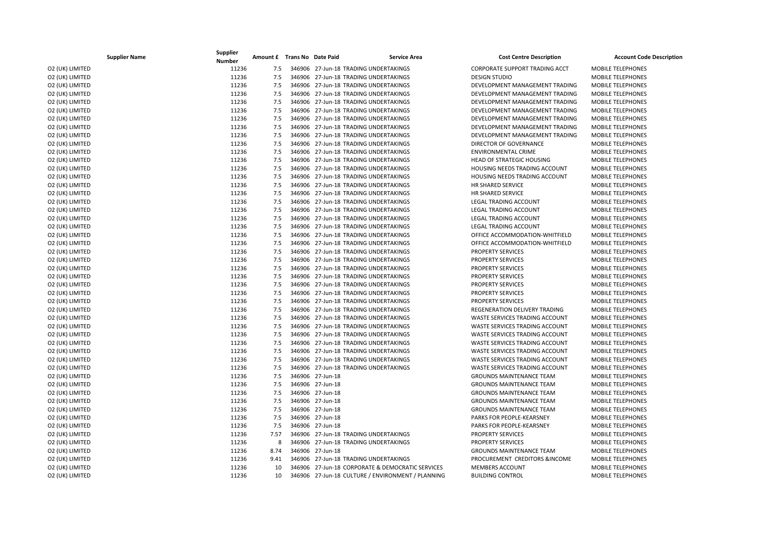| Supplier Name | Supplier Number | Amount £ | Trans No | Date Paid | Service Area | Cost Centre Description | Account Code Description |
|---|---|---|---|---|---|---|---|
| O2 (UK) LIMITED | 11236 | 7.5 | 346906 | 27-Jun-18 | TRADING UNDERTAKINGS | CORPORATE SUPPORT TRADING ACCT | MOBILE TELEPHONES |
| O2 (UK) LIMITED | 11236 | 7.5 | 346906 | 27-Jun-18 | TRADING UNDERTAKINGS | DESIGN STUDIO | MOBILE TELEPHONES |
| O2 (UK) LIMITED | 11236 | 7.5 | 346906 | 27-Jun-18 | TRADING UNDERTAKINGS | DEVELOPMENT MANAGEMENT TRADING | MOBILE TELEPHONES |
| O2 (UK) LIMITED | 11236 | 7.5 | 346906 | 27-Jun-18 | TRADING UNDERTAKINGS | DEVELOPMENT MANAGEMENT TRADING | MOBILE TELEPHONES |
| O2 (UK) LIMITED | 11236 | 7.5 | 346906 | 27-Jun-18 | TRADING UNDERTAKINGS | DEVELOPMENT MANAGEMENT TRADING | MOBILE TELEPHONES |
| O2 (UK) LIMITED | 11236 | 7.5 | 346906 | 27-Jun-18 | TRADING UNDERTAKINGS | DEVELOPMENT MANAGEMENT TRADING | MOBILE TELEPHONES |
| O2 (UK) LIMITED | 11236 | 7.5 | 346906 | 27-Jun-18 | TRADING UNDERTAKINGS | DEVELOPMENT MANAGEMENT TRADING | MOBILE TELEPHONES |
| O2 (UK) LIMITED | 11236 | 7.5 | 346906 | 27-Jun-18 | TRADING UNDERTAKINGS | DEVELOPMENT MANAGEMENT TRADING | MOBILE TELEPHONES |
| O2 (UK) LIMITED | 11236 | 7.5 | 346906 | 27-Jun-18 | TRADING UNDERTAKINGS | DEVELOPMENT MANAGEMENT TRADING | MOBILE TELEPHONES |
| O2 (UK) LIMITED | 11236 | 7.5 | 346906 | 27-Jun-18 | TRADING UNDERTAKINGS | DIRECTOR OF GOVERNANCE | MOBILE TELEPHONES |
| O2 (UK) LIMITED | 11236 | 7.5 | 346906 | 27-Jun-18 | TRADING UNDERTAKINGS | ENVIRONMENTAL CRIME | MOBILE TELEPHONES |
| O2 (UK) LIMITED | 11236 | 7.5 | 346906 | 27-Jun-18 | TRADING UNDERTAKINGS | HEAD OF STRATEGIC HOUSING | MOBILE TELEPHONES |
| O2 (UK) LIMITED | 11236 | 7.5 | 346906 | 27-Jun-18 | TRADING UNDERTAKINGS | HOUSING NEEDS TRADING ACCOUNT | MOBILE TELEPHONES |
| O2 (UK) LIMITED | 11236 | 7.5 | 346906 | 27-Jun-18 | TRADING UNDERTAKINGS | HOUSING NEEDS TRADING ACCOUNT | MOBILE TELEPHONES |
| O2 (UK) LIMITED | 11236 | 7.5 | 346906 | 27-Jun-18 | TRADING UNDERTAKINGS | HR SHARED SERVICE | MOBILE TELEPHONES |
| O2 (UK) LIMITED | 11236 | 7.5 | 346906 | 27-Jun-18 | TRADING UNDERTAKINGS | HR SHARED SERVICE | MOBILE TELEPHONES |
| O2 (UK) LIMITED | 11236 | 7.5 | 346906 | 27-Jun-18 | TRADING UNDERTAKINGS | LEGAL TRADING ACCOUNT | MOBILE TELEPHONES |
| O2 (UK) LIMITED | 11236 | 7.5 | 346906 | 27-Jun-18 | TRADING UNDERTAKINGS | LEGAL TRADING ACCOUNT | MOBILE TELEPHONES |
| O2 (UK) LIMITED | 11236 | 7.5 | 346906 | 27-Jun-18 | TRADING UNDERTAKINGS | LEGAL TRADING ACCOUNT | MOBILE TELEPHONES |
| O2 (UK) LIMITED | 11236 | 7.5 | 346906 | 27-Jun-18 | TRADING UNDERTAKINGS | LEGAL TRADING ACCOUNT | MOBILE TELEPHONES |
| O2 (UK) LIMITED | 11236 | 7.5 | 346906 | 27-Jun-18 | TRADING UNDERTAKINGS | OFFICE ACCOMMODATION-WHITFIELD | MOBILE TELEPHONES |
| O2 (UK) LIMITED | 11236 | 7.5 | 346906 | 27-Jun-18 | TRADING UNDERTAKINGS | OFFICE ACCOMMODATION-WHITFIELD | MOBILE TELEPHONES |
| O2 (UK) LIMITED | 11236 | 7.5 | 346906 | 27-Jun-18 | TRADING UNDERTAKINGS | PROPERTY SERVICES | MOBILE TELEPHONES |
| O2 (UK) LIMITED | 11236 | 7.5 | 346906 | 27-Jun-18 | TRADING UNDERTAKINGS | PROPERTY SERVICES | MOBILE TELEPHONES |
| O2 (UK) LIMITED | 11236 | 7.5 | 346906 | 27-Jun-18 | TRADING UNDERTAKINGS | PROPERTY SERVICES | MOBILE TELEPHONES |
| O2 (UK) LIMITED | 11236 | 7.5 | 346906 | 27-Jun-18 | TRADING UNDERTAKINGS | PROPERTY SERVICES | MOBILE TELEPHONES |
| O2 (UK) LIMITED | 11236 | 7.5 | 346906 | 27-Jun-18 | TRADING UNDERTAKINGS | PROPERTY SERVICES | MOBILE TELEPHONES |
| O2 (UK) LIMITED | 11236 | 7.5 | 346906 | 27-Jun-18 | TRADING UNDERTAKINGS | PROPERTY SERVICES | MOBILE TELEPHONES |
| O2 (UK) LIMITED | 11236 | 7.5 | 346906 | 27-Jun-18 | TRADING UNDERTAKINGS | PROPERTY SERVICES | MOBILE TELEPHONES |
| O2 (UK) LIMITED | 11236 | 7.5 | 346906 | 27-Jun-18 | TRADING UNDERTAKINGS | REGENERATION DELIVERY TRADING | MOBILE TELEPHONES |
| O2 (UK) LIMITED | 11236 | 7.5 | 346906 | 27-Jun-18 | TRADING UNDERTAKINGS | WASTE SERVICES TRADING ACCOUNT | MOBILE TELEPHONES |
| O2 (UK) LIMITED | 11236 | 7.5 | 346906 | 27-Jun-18 | TRADING UNDERTAKINGS | WASTE SERVICES TRADING ACCOUNT | MOBILE TELEPHONES |
| O2 (UK) LIMITED | 11236 | 7.5 | 346906 | 27-Jun-18 | TRADING UNDERTAKINGS | WASTE SERVICES TRADING ACCOUNT | MOBILE TELEPHONES |
| O2 (UK) LIMITED | 11236 | 7.5 | 346906 | 27-Jun-18 | TRADING UNDERTAKINGS | WASTE SERVICES TRADING ACCOUNT | MOBILE TELEPHONES |
| O2 (UK) LIMITED | 11236 | 7.5 | 346906 | 27-Jun-18 | TRADING UNDERTAKINGS | WASTE SERVICES TRADING ACCOUNT | MOBILE TELEPHONES |
| O2 (UK) LIMITED | 11236 | 7.5 | 346906 | 27-Jun-18 | TRADING UNDERTAKINGS | WASTE SERVICES TRADING ACCOUNT | MOBILE TELEPHONES |
| O2 (UK) LIMITED | 11236 | 7.5 | 346906 | 27-Jun-18 | TRADING UNDERTAKINGS | WASTE SERVICES TRADING ACCOUNT | MOBILE TELEPHONES |
| O2 (UK) LIMITED | 11236 | 7.5 | 346906 | 27-Jun-18 | | GROUNDS MAINTENANCE TEAM | MOBILE TELEPHONES |
| O2 (UK) LIMITED | 11236 | 7.5 | 346906 | 27-Jun-18 | | GROUNDS MAINTENANCE TEAM | MOBILE TELEPHONES |
| O2 (UK) LIMITED | 11236 | 7.5 | 346906 | 27-Jun-18 | | GROUNDS MAINTENANCE TEAM | MOBILE TELEPHONES |
| O2 (UK) LIMITED | 11236 | 7.5 | 346906 | 27-Jun-18 | | GROUNDS MAINTENANCE TEAM | MOBILE TELEPHONES |
| O2 (UK) LIMITED | 11236 | 7.5 | 346906 | 27-Jun-18 | | GROUNDS MAINTENANCE TEAM | MOBILE TELEPHONES |
| O2 (UK) LIMITED | 11236 | 7.5 | 346906 | 27-Jun-18 | | PARKS FOR PEOPLE-KEARSNEY | MOBILE TELEPHONES |
| O2 (UK) LIMITED | 11236 | 7.5 | 346906 | 27-Jun-18 | | PARKS FOR PEOPLE-KEARSNEY | MOBILE TELEPHONES |
| O2 (UK) LIMITED | 11236 | 7.57 | 346906 | 27-Jun-18 | TRADING UNDERTAKINGS | PROPERTY SERVICES | MOBILE TELEPHONES |
| O2 (UK) LIMITED | 11236 | 8 | 346906 | 27-Jun-18 | TRADING UNDERTAKINGS | PROPERTY SERVICES | MOBILE TELEPHONES |
| O2 (UK) LIMITED | 11236 | 8.74 | 346906 | 27-Jun-18 | | GROUNDS MAINTENANCE TEAM | MOBILE TELEPHONES |
| O2 (UK) LIMITED | 11236 | 9.41 | 346906 | 27-Jun-18 | TRADING UNDERTAKINGS | PROCUREMENT CREDITORS &INCOME | MOBILE TELEPHONES |
| O2 (UK) LIMITED | 11236 | 10 | 346906 | 27-Jun-18 | CORPORATE & DEMOCRATIC SERVICES | MEMBERS ACCOUNT | MOBILE TELEPHONES |
| O2 (UK) LIMITED | 11236 | 10 | 346906 | 27-Jun-18 | CULTURE / ENVIRONMENT / PLANNING | BUILDING CONTROL | MOBILE TELEPHONES |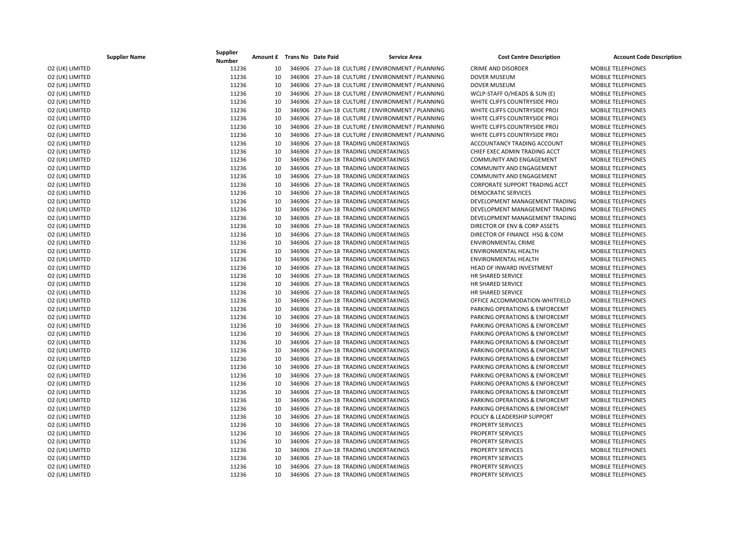| Supplier Name | Supplier Number | Amount £ | Trans No | Date Paid | Service Area | Cost Centre Description | Account Code Description |
|---|---|---|---|---|---|---|---|
| O2 (UK) LIMITED | 11236 | 10 | 346906 | 27-Jun-18 | CULTURE / ENVIRONMENT / PLANNING | CRIME AND DISORDER | MOBILE TELEPHONES |
| O2 (UK) LIMITED | 11236 | 10 | 346906 | 27-Jun-18 | CULTURE / ENVIRONMENT / PLANNING | DOVER MUSEUM | MOBILE TELEPHONES |
| O2 (UK) LIMITED | 11236 | 10 | 346906 | 27-Jun-18 | CULTURE / ENVIRONMENT / PLANNING | DOVER MUSEUM | MOBILE TELEPHONES |
| O2 (UK) LIMITED | 11236 | 10 | 346906 | 27-Jun-18 | CULTURE / ENVIRONMENT / PLANNING | WCLP-STAFF O/HEADS & SUN (E) | MOBILE TELEPHONES |
| O2 (UK) LIMITED | 11236 | 10 | 346906 | 27-Jun-18 | CULTURE / ENVIRONMENT / PLANNING | WHITE CLIFFS COUNTRYSIDE PROJ | MOBILE TELEPHONES |
| O2 (UK) LIMITED | 11236 | 10 | 346906 | 27-Jun-18 | CULTURE / ENVIRONMENT / PLANNING | WHITE CLIFFS COUNTRYSIDE PROJ | MOBILE TELEPHONES |
| O2 (UK) LIMITED | 11236 | 10 | 346906 | 27-Jun-18 | CULTURE / ENVIRONMENT / PLANNING | WHITE CLIFFS COUNTRYSIDE PROJ | MOBILE TELEPHONES |
| O2 (UK) LIMITED | 11236 | 10 | 346906 | 27-Jun-18 | CULTURE / ENVIRONMENT / PLANNING | WHITE CLIFFS COUNTRYSIDE PROJ | MOBILE TELEPHONES |
| O2 (UK) LIMITED | 11236 | 10 | 346906 | 27-Jun-18 | CULTURE / ENVIRONMENT / PLANNING | WHITE CLIFFS COUNTRYSIDE PROJ | MOBILE TELEPHONES |
| O2 (UK) LIMITED | 11236 | 10 | 346906 | 27-Jun-18 | TRADING UNDERTAKINGS | ACCOUNTANCY TRADING ACCOUNT | MOBILE TELEPHONES |
| O2 (UK) LIMITED | 11236 | 10 | 346906 | 27-Jun-18 | TRADING UNDERTAKINGS | CHIEF EXEC ADMIN TRADING ACCT | MOBILE TELEPHONES |
| O2 (UK) LIMITED | 11236 | 10 | 346906 | 27-Jun-18 | TRADING UNDERTAKINGS | COMMUNITY AND ENGAGEMENT | MOBILE TELEPHONES |
| O2 (UK) LIMITED | 11236 | 10 | 346906 | 27-Jun-18 | TRADING UNDERTAKINGS | COMMUNITY AND ENGAGEMENT | MOBILE TELEPHONES |
| O2 (UK) LIMITED | 11236 | 10 | 346906 | 27-Jun-18 | TRADING UNDERTAKINGS | COMMUNITY AND ENGAGEMENT | MOBILE TELEPHONES |
| O2 (UK) LIMITED | 11236 | 10 | 346906 | 27-Jun-18 | TRADING UNDERTAKINGS | CORPORATE SUPPORT TRADING ACCT | MOBILE TELEPHONES |
| O2 (UK) LIMITED | 11236 | 10 | 346906 | 27-Jun-18 | TRADING UNDERTAKINGS | DEMOCRATIC SERVICES | MOBILE TELEPHONES |
| O2 (UK) LIMITED | 11236 | 10 | 346906 | 27-Jun-18 | TRADING UNDERTAKINGS | DEVELOPMENT MANAGEMENT TRADING | MOBILE TELEPHONES |
| O2 (UK) LIMITED | 11236 | 10 | 346906 | 27-Jun-18 | TRADING UNDERTAKINGS | DEVELOPMENT MANAGEMENT TRADING | MOBILE TELEPHONES |
| O2 (UK) LIMITED | 11236 | 10 | 346906 | 27-Jun-18 | TRADING UNDERTAKINGS | DEVELOPMENT MANAGEMENT TRADING | MOBILE TELEPHONES |
| O2 (UK) LIMITED | 11236 | 10 | 346906 | 27-Jun-18 | TRADING UNDERTAKINGS | DIRECTOR OF ENV & CORP ASSETS | MOBILE TELEPHONES |
| O2 (UK) LIMITED | 11236 | 10 | 346906 | 27-Jun-18 | TRADING UNDERTAKINGS | DIRECTOR OF FINANCE HSG & COM | MOBILE TELEPHONES |
| O2 (UK) LIMITED | 11236 | 10 | 346906 | 27-Jun-18 | TRADING UNDERTAKINGS | ENVIRONMENTAL CRIME | MOBILE TELEPHONES |
| O2 (UK) LIMITED | 11236 | 10 | 346906 | 27-Jun-18 | TRADING UNDERTAKINGS | ENVIRONMENTAL HEALTH | MOBILE TELEPHONES |
| O2 (UK) LIMITED | 11236 | 10 | 346906 | 27-Jun-18 | TRADING UNDERTAKINGS | ENVIRONMENTAL HEALTH | MOBILE TELEPHONES |
| O2 (UK) LIMITED | 11236 | 10 | 346906 | 27-Jun-18 | TRADING UNDERTAKINGS | HEAD OF INWARD INVESTMENT | MOBILE TELEPHONES |
| O2 (UK) LIMITED | 11236 | 10 | 346906 | 27-Jun-18 | TRADING UNDERTAKINGS | HR SHARED SERVICE | MOBILE TELEPHONES |
| O2 (UK) LIMITED | 11236 | 10 | 346906 | 27-Jun-18 | TRADING UNDERTAKINGS | HR SHARED SERVICE | MOBILE TELEPHONES |
| O2 (UK) LIMITED | 11236 | 10 | 346906 | 27-Jun-18 | TRADING UNDERTAKINGS | HR SHARED SERVICE | MOBILE TELEPHONES |
| O2 (UK) LIMITED | 11236 | 10 | 346906 | 27-Jun-18 | TRADING UNDERTAKINGS | OFFICE ACCOMMODATION-WHITFIELD | MOBILE TELEPHONES |
| O2 (UK) LIMITED | 11236 | 10 | 346906 | 27-Jun-18 | TRADING UNDERTAKINGS | PARKING OPERATIONS & ENFORCEMT | MOBILE TELEPHONES |
| O2 (UK) LIMITED | 11236 | 10 | 346906 | 27-Jun-18 | TRADING UNDERTAKINGS | PARKING OPERATIONS & ENFORCEMT | MOBILE TELEPHONES |
| O2 (UK) LIMITED | 11236 | 10 | 346906 | 27-Jun-18 | TRADING UNDERTAKINGS | PARKING OPERATIONS & ENFORCEMT | MOBILE TELEPHONES |
| O2 (UK) LIMITED | 11236 | 10 | 346906 | 27-Jun-18 | TRADING UNDERTAKINGS | PARKING OPERATIONS & ENFORCEMT | MOBILE TELEPHONES |
| O2 (UK) LIMITED | 11236 | 10 | 346906 | 27-Jun-18 | TRADING UNDERTAKINGS | PARKING OPERATIONS & ENFORCEMT | MOBILE TELEPHONES |
| O2 (UK) LIMITED | 11236 | 10 | 346906 | 27-Jun-18 | TRADING UNDERTAKINGS | PARKING OPERATIONS & ENFORCEMT | MOBILE TELEPHONES |
| O2 (UK) LIMITED | 11236 | 10 | 346906 | 27-Jun-18 | TRADING UNDERTAKINGS | PARKING OPERATIONS & ENFORCEMT | MOBILE TELEPHONES |
| O2 (UK) LIMITED | 11236 | 10 | 346906 | 27-Jun-18 | TRADING UNDERTAKINGS | PARKING OPERATIONS & ENFORCEMT | MOBILE TELEPHONES |
| O2 (UK) LIMITED | 11236 | 10 | 346906 | 27-Jun-18 | TRADING UNDERTAKINGS | PARKING OPERATIONS & ENFORCEMT | MOBILE TELEPHONES |
| O2 (UK) LIMITED | 11236 | 10 | 346906 | 27-Jun-18 | TRADING UNDERTAKINGS | PARKING OPERATIONS & ENFORCEMT | MOBILE TELEPHONES |
| O2 (UK) LIMITED | 11236 | 10 | 346906 | 27-Jun-18 | TRADING UNDERTAKINGS | PARKING OPERATIONS & ENFORCEMT | MOBILE TELEPHONES |
| O2 (UK) LIMITED | 11236 | 10 | 346906 | 27-Jun-18 | TRADING UNDERTAKINGS | PARKING OPERATIONS & ENFORCEMT | MOBILE TELEPHONES |
| O2 (UK) LIMITED | 11236 | 10 | 346906 | 27-Jun-18 | TRADING UNDERTAKINGS | POLICY & LEADERSHIP SUPPORT | MOBILE TELEPHONES |
| O2 (UK) LIMITED | 11236 | 10 | 346906 | 27-Jun-18 | TRADING UNDERTAKINGS | PROPERTY SERVICES | MOBILE TELEPHONES |
| O2 (UK) LIMITED | 11236 | 10 | 346906 | 27-Jun-18 | TRADING UNDERTAKINGS | PROPERTY SERVICES | MOBILE TELEPHONES |
| O2 (UK) LIMITED | 11236 | 10 | 346906 | 27-Jun-18 | TRADING UNDERTAKINGS | PROPERTY SERVICES | MOBILE TELEPHONES |
| O2 (UK) LIMITED | 11236 | 10 | 346906 | 27-Jun-18 | TRADING UNDERTAKINGS | PROPERTY SERVICES | MOBILE TELEPHONES |
| O2 (UK) LIMITED | 11236 | 10 | 346906 | 27-Jun-18 | TRADING UNDERTAKINGS | PROPERTY SERVICES | MOBILE TELEPHONES |
| O2 (UK) LIMITED | 11236 | 10 | 346906 | 27-Jun-18 | TRADING UNDERTAKINGS | PROPERTY SERVICES | MOBILE TELEPHONES |
| O2 (UK) LIMITED | 11236 | 10 | 346906 | 27-Jun-18 | TRADING UNDERTAKINGS | PROPERTY SERVICES | MOBILE TELEPHONES |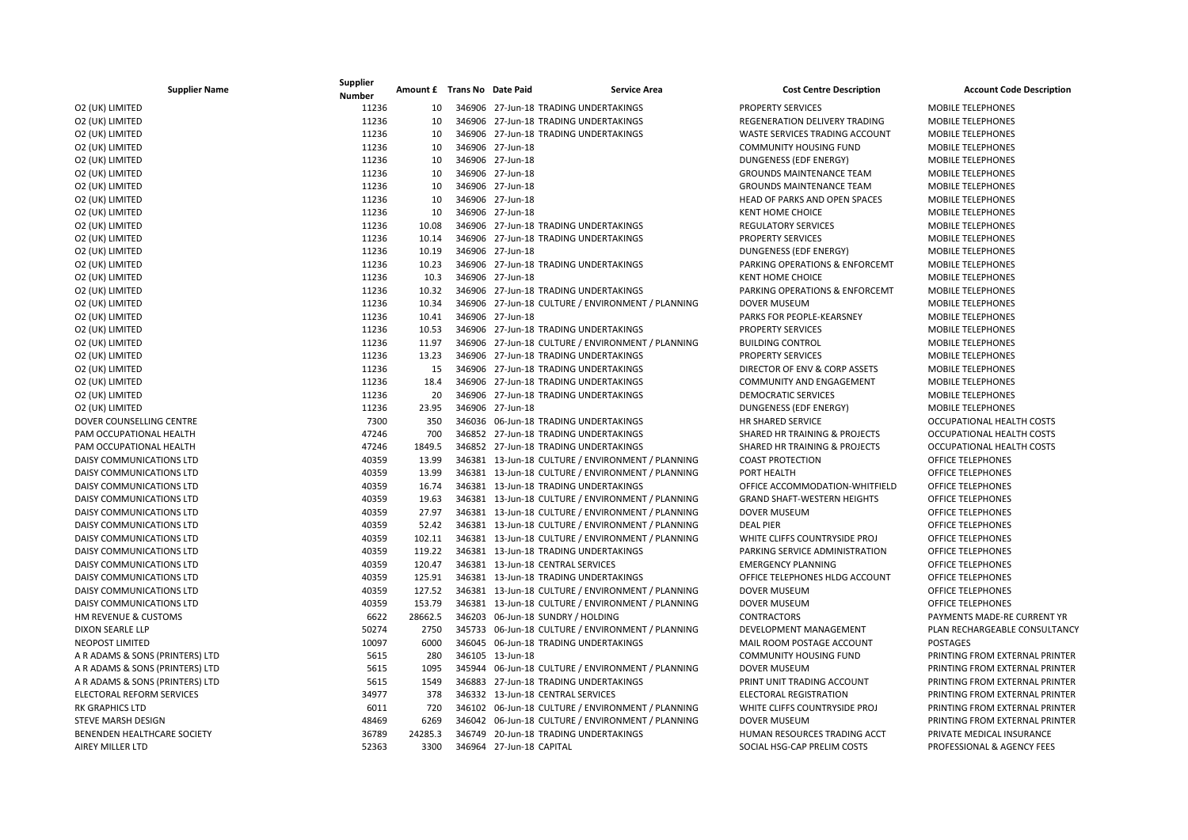| Supplier Name | Supplier Number | Amount £ | Trans No | Date Paid | Service Area | Cost Centre Description | Account Code Description |
|---|---|---|---|---|---|---|---|
| O2 (UK) LIMITED | 11236 | 10 | 346906 | 27-Jun-18 | TRADING UNDERTAKINGS | PROPERTY SERVICES | MOBILE TELEPHONES |
| O2 (UK) LIMITED | 11236 | 10 | 346906 | 27-Jun-18 | TRADING UNDERTAKINGS | REGENERATION DELIVERY TRADING | MOBILE TELEPHONES |
| O2 (UK) LIMITED | 11236 | 10 | 346906 | 27-Jun-18 | TRADING UNDERTAKINGS | WASTE SERVICES TRADING ACCOUNT | MOBILE TELEPHONES |
| O2 (UK) LIMITED | 11236 | 10 | 346906 | 27-Jun-18 | | COMMUNITY HOUSING FUND | MOBILE TELEPHONES |
| O2 (UK) LIMITED | 11236 | 10 | 346906 | 27-Jun-18 | | DUNGENESS (EDF ENERGY) | MOBILE TELEPHONES |
| O2 (UK) LIMITED | 11236 | 10 | 346906 | 27-Jun-18 | | GROUNDS MAINTENANCE TEAM | MOBILE TELEPHONES |
| O2 (UK) LIMITED | 11236 | 10 | 346906 | 27-Jun-18 | | GROUNDS MAINTENANCE TEAM | MOBILE TELEPHONES |
| O2 (UK) LIMITED | 11236 | 10 | 346906 | 27-Jun-18 | | HEAD OF PARKS AND OPEN SPACES | MOBILE TELEPHONES |
| O2 (UK) LIMITED | 11236 | 10 | 346906 | 27-Jun-18 | | KENT HOME CHOICE | MOBILE TELEPHONES |
| O2 (UK) LIMITED | 11236 | 10.08 | 346906 | 27-Jun-18 | TRADING UNDERTAKINGS | REGULATORY SERVICES | MOBILE TELEPHONES |
| O2 (UK) LIMITED | 11236 | 10.14 | 346906 | 27-Jun-18 | TRADING UNDERTAKINGS | PROPERTY SERVICES | MOBILE TELEPHONES |
| O2 (UK) LIMITED | 11236 | 10.19 | 346906 | 27-Jun-18 | | DUNGENESS (EDF ENERGY) | MOBILE TELEPHONES |
| O2 (UK) LIMITED | 11236 | 10.23 | 346906 | 27-Jun-18 | TRADING UNDERTAKINGS | PARKING OPERATIONS & ENFORCEMT | MOBILE TELEPHONES |
| O2 (UK) LIMITED | 11236 | 10.3 | 346906 | 27-Jun-18 | | KENT HOME CHOICE | MOBILE TELEPHONES |
| O2 (UK) LIMITED | 11236 | 10.32 | 346906 | 27-Jun-18 | TRADING UNDERTAKINGS | PARKING OPERATIONS & ENFORCEMT | MOBILE TELEPHONES |
| O2 (UK) LIMITED | 11236 | 10.34 | 346906 | 27-Jun-18 | CULTURE / ENVIRONMENT / PLANNING | DOVER MUSEUM | MOBILE TELEPHONES |
| O2 (UK) LIMITED | 11236 | 10.41 | 346906 | 27-Jun-18 | | PARKS FOR PEOPLE-KEARSNEY | MOBILE TELEPHONES |
| O2 (UK) LIMITED | 11236 | 10.53 | 346906 | 27-Jun-18 | TRADING UNDERTAKINGS | PROPERTY SERVICES | MOBILE TELEPHONES |
| O2 (UK) LIMITED | 11236 | 11.97 | 346906 | 27-Jun-18 | CULTURE / ENVIRONMENT / PLANNING | BUILDING CONTROL | MOBILE TELEPHONES |
| O2 (UK) LIMITED | 11236 | 13.23 | 346906 | 27-Jun-18 | TRADING UNDERTAKINGS | PROPERTY SERVICES | MOBILE TELEPHONES |
| O2 (UK) LIMITED | 11236 | 15 | 346906 | 27-Jun-18 | TRADING UNDERTAKINGS | DIRECTOR OF ENV & CORP ASSETS | MOBILE TELEPHONES |
| O2 (UK) LIMITED | 11236 | 18.4 | 346906 | 27-Jun-18 | TRADING UNDERTAKINGS | COMMUNITY AND ENGAGEMENT | MOBILE TELEPHONES |
| O2 (UK) LIMITED | 11236 | 20 | 346906 | 27-Jun-18 | TRADING UNDERTAKINGS | DEMOCRATIC SERVICES | MOBILE TELEPHONES |
| O2 (UK) LIMITED | 11236 | 23.95 | 346906 | 27-Jun-18 | | DUNGENESS (EDF ENERGY) | MOBILE TELEPHONES |
| DOVER COUNSELLING CENTRE | 7300 | 350 | 346036 | 06-Jun-18 | TRADING UNDERTAKINGS | HR SHARED SERVICE | OCCUPATIONAL HEALTH COSTS |
| PAM OCCUPATIONAL HEALTH | 47246 | 700 | 346852 | 27-Jun-18 | TRADING UNDERTAKINGS | SHARED HR TRAINING & PROJECTS | OCCUPATIONAL HEALTH COSTS |
| PAM OCCUPATIONAL HEALTH | 47246 | 1849.5 | 346852 | 27-Jun-18 | TRADING UNDERTAKINGS | SHARED HR TRAINING & PROJECTS | OCCUPATIONAL HEALTH COSTS |
| DAISY COMMUNICATIONS LTD | 40359 | 13.99 | 346381 | 13-Jun-18 | CULTURE / ENVIRONMENT / PLANNING | COAST PROTECTION | OFFICE TELEPHONES |
| DAISY COMMUNICATIONS LTD | 40359 | 13.99 | 346381 | 13-Jun-18 | CULTURE / ENVIRONMENT / PLANNING | PORT HEALTH | OFFICE TELEPHONES |
| DAISY COMMUNICATIONS LTD | 40359 | 16.74 | 346381 | 13-Jun-18 | TRADING UNDERTAKINGS | OFFICE ACCOMMODATION-WHITFIELD | OFFICE TELEPHONES |
| DAISY COMMUNICATIONS LTD | 40359 | 19.63 | 346381 | 13-Jun-18 | CULTURE / ENVIRONMENT / PLANNING | GRAND SHAFT-WESTERN HEIGHTS | OFFICE TELEPHONES |
| DAISY COMMUNICATIONS LTD | 40359 | 27.97 | 346381 | 13-Jun-18 | CULTURE / ENVIRONMENT / PLANNING | DOVER MUSEUM | OFFICE TELEPHONES |
| DAISY COMMUNICATIONS LTD | 40359 | 52.42 | 346381 | 13-Jun-18 | CULTURE / ENVIRONMENT / PLANNING | DEAL PIER | OFFICE TELEPHONES |
| DAISY COMMUNICATIONS LTD | 40359 | 102.11 | 346381 | 13-Jun-18 | CULTURE / ENVIRONMENT / PLANNING | WHITE CLIFFS COUNTRYSIDE PROJ | OFFICE TELEPHONES |
| DAISY COMMUNICATIONS LTD | 40359 | 119.22 | 346381 | 13-Jun-18 | TRADING UNDERTAKINGS | PARKING SERVICE ADMINISTRATION | OFFICE TELEPHONES |
| DAISY COMMUNICATIONS LTD | 40359 | 120.47 | 346381 | 13-Jun-18 | CENTRAL SERVICES | EMERGENCY PLANNING | OFFICE TELEPHONES |
| DAISY COMMUNICATIONS LTD | 40359 | 125.91 | 346381 | 13-Jun-18 | TRADING UNDERTAKINGS | OFFICE TELEPHONES HLDG ACCOUNT | OFFICE TELEPHONES |
| DAISY COMMUNICATIONS LTD | 40359 | 127.52 | 346381 | 13-Jun-18 | CULTURE / ENVIRONMENT / PLANNING | DOVER MUSEUM | OFFICE TELEPHONES |
| DAISY COMMUNICATIONS LTD | 40359 | 153.79 | 346381 | 13-Jun-18 | CULTURE / ENVIRONMENT / PLANNING | DOVER MUSEUM | OFFICE TELEPHONES |
| HM REVENUE & CUSTOMS | 6622 | 28662.5 | 346203 | 06-Jun-18 | SUNDRY / HOLDING | CONTRACTORS | PAYMENTS MADE-RE CURRENT YR |
| DIXON SEARLE LLP | 50274 | 2750 | 345733 | 06-Jun-18 | CULTURE / ENVIRONMENT / PLANNING | DEVELOPMENT MANAGEMENT | PLAN RECHARGEABLE CONSULTANCY |
| NEOPOST LIMITED | 10097 | 6000 | 346045 | 06-Jun-18 | TRADING UNDERTAKINGS | MAIL ROOM POSTAGE ACCOUNT | POSTAGES |
| A R ADAMS & SONS (PRINTERS) LTD | 5615 | 280 | 346105 | 13-Jun-18 | | COMMUNITY HOUSING FUND | PRINTING FROM EXTERNAL PRINTER |
| A R ADAMS & SONS (PRINTERS) LTD | 5615 | 1095 | 345944 | 06-Jun-18 | CULTURE / ENVIRONMENT / PLANNING | DOVER MUSEUM | PRINTING FROM EXTERNAL PRINTER |
| A R ADAMS & SONS (PRINTERS) LTD | 5615 | 1549 | 346883 | 27-Jun-18 | TRADING UNDERTAKINGS | PRINT UNIT TRADING ACCOUNT | PRINTING FROM EXTERNAL PRINTER |
| ELECTORAL REFORM SERVICES | 34977 | 378 | 346332 | 13-Jun-18 | CENTRAL SERVICES | ELECTORAL REGISTRATION | PRINTING FROM EXTERNAL PRINTER |
| RK GRAPHICS LTD | 6011 | 720 | 346102 | 06-Jun-18 | CULTURE / ENVIRONMENT / PLANNING | WHITE CLIFFS COUNTRYSIDE PROJ | PRINTING FROM EXTERNAL PRINTER |
| STEVE MARSH DESIGN | 48469 | 6269 | 346042 | 06-Jun-18 | CULTURE / ENVIRONMENT / PLANNING | DOVER MUSEUM | PRINTING FROM EXTERNAL PRINTER |
| BENENDEN HEALTHCARE SOCIETY | 36789 | 24285.3 | 346749 | 20-Jun-18 | TRADING UNDERTAKINGS | HUMAN RESOURCES TRADING ACCT | PRIVATE MEDICAL INSURANCE |
| AIREY MILLER LTD | 52363 | 3300 | 346964 | 27-Jun-18 | CAPITAL | SOCIAL HSG-CAP PRELIM COSTS | PROFESSIONAL & AGENCY FEES |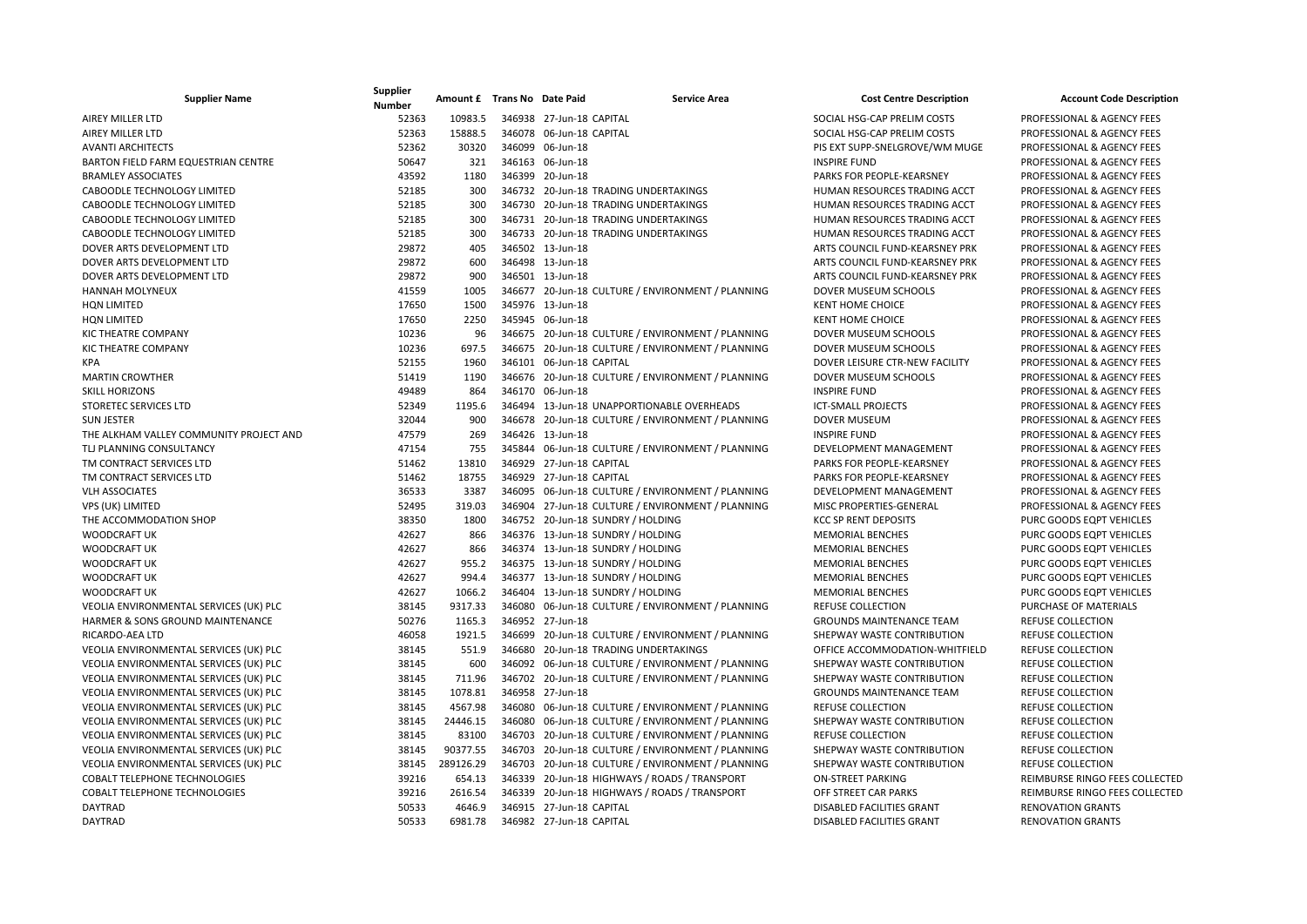| Supplier Name | Supplier Number | Amount £ | Trans No | Date Paid | Service Area | Cost Centre Description | Account Code Description |
|---|---|---|---|---|---|---|---|
| AIREY MILLER LTD | 52363 | 10983.5 | 346938 | 27-Jun-18 | CAPITAL | SOCIAL HSG-CAP PRELIM COSTS | PROFESSIONAL & AGENCY FEES |
| AIREY MILLER LTD | 52363 | 15888.5 | 346078 | 06-Jun-18 | CAPITAL | SOCIAL HSG-CAP PRELIM COSTS | PROFESSIONAL & AGENCY FEES |
| AVANTI ARCHITECTS | 52362 | 30320 | 346099 | 06-Jun-18 | | PIS EXT SUPP-SNELGROVE/WM MUGE | PROFESSIONAL & AGENCY FEES |
| BARTON FIELD FARM EQUESTRIAN CENTRE | 50647 | 321 | 346163 | 06-Jun-18 | | INSPIRE FUND | PROFESSIONAL & AGENCY FEES |
| BRAMLEY ASSOCIATES | 43592 | 1180 | 346399 | 20-Jun-18 | | PARKS FOR PEOPLE-KEARSNEY | PROFESSIONAL & AGENCY FEES |
| CABOODLE TECHNOLOGY LIMITED | 52185 | 300 | 346732 | 20-Jun-18 | TRADING UNDERTAKINGS | HUMAN RESOURCES TRADING ACCT | PROFESSIONAL & AGENCY FEES |
| CABOODLE TECHNOLOGY LIMITED | 52185 | 300 | 346730 | 20-Jun-18 | TRADING UNDERTAKINGS | HUMAN RESOURCES TRADING ACCT | PROFESSIONAL & AGENCY FEES |
| CABOODLE TECHNOLOGY LIMITED | 52185 | 300 | 346731 | 20-Jun-18 | TRADING UNDERTAKINGS | HUMAN RESOURCES TRADING ACCT | PROFESSIONAL & AGENCY FEES |
| CABOODLE TECHNOLOGY LIMITED | 52185 | 300 | 346733 | 20-Jun-18 | TRADING UNDERTAKINGS | HUMAN RESOURCES TRADING ACCT | PROFESSIONAL & AGENCY FEES |
| DOVER ARTS DEVELOPMENT LTD | 29872 | 405 | 346502 | 13-Jun-18 | | ARTS COUNCIL FUND-KEARSNEY PRK | PROFESSIONAL & AGENCY FEES |
| DOVER ARTS DEVELOPMENT LTD | 29872 | 600 | 346498 | 13-Jun-18 | | ARTS COUNCIL FUND-KEARSNEY PRK | PROFESSIONAL & AGENCY FEES |
| DOVER ARTS DEVELOPMENT LTD | 29872 | 900 | 346501 | 13-Jun-18 | | ARTS COUNCIL FUND-KEARSNEY PRK | PROFESSIONAL & AGENCY FEES |
| HANNAH MOLYNEUX | 41559 | 1005 | 346677 | 20-Jun-18 | CULTURE / ENVIRONMENT / PLANNING | DOVER MUSEUM SCHOOLS | PROFESSIONAL & AGENCY FEES |
| HQN LIMITED | 17650 | 1500 | 345976 | 13-Jun-18 | | KENT HOME CHOICE | PROFESSIONAL & AGENCY FEES |
| HQN LIMITED | 17650 | 2250 | 345945 | 06-Jun-18 | | KENT HOME CHOICE | PROFESSIONAL & AGENCY FEES |
| KIC THEATRE COMPANY | 10236 | 96 | 346675 | 20-Jun-18 | CULTURE / ENVIRONMENT / PLANNING | DOVER MUSEUM SCHOOLS | PROFESSIONAL & AGENCY FEES |
| KIC THEATRE COMPANY | 10236 | 697.5 | 346675 | 20-Jun-18 | CULTURE / ENVIRONMENT / PLANNING | DOVER MUSEUM SCHOOLS | PROFESSIONAL & AGENCY FEES |
| KPA | 52155 | 1960 | 346101 | 06-Jun-18 | CAPITAL | DOVER LEISURE CTR-NEW FACILITY | PROFESSIONAL & AGENCY FEES |
| MARTIN CROWTHER | 51419 | 1190 | 346676 | 20-Jun-18 | CULTURE / ENVIRONMENT / PLANNING | DOVER MUSEUM SCHOOLS | PROFESSIONAL & AGENCY FEES |
| SKILL HORIZONS | 49489 | 864 | 346170 | 06-Jun-18 | | INSPIRE FUND | PROFESSIONAL & AGENCY FEES |
| STORETEC SERVICES LTD | 52349 | 1195.6 | 346494 | 13-Jun-18 | UNAPPORTIONABLE OVERHEADS | ICT-SMALL PROJECTS | PROFESSIONAL & AGENCY FEES |
| SUN JESTER | 32044 | 900 | 346678 | 20-Jun-18 | CULTURE / ENVIRONMENT / PLANNING | DOVER MUSEUM | PROFESSIONAL & AGENCY FEES |
| THE ALKHAM VALLEY COMMUNITY PROJECT AND | 47579 | 269 | 346426 | 13-Jun-18 | | INSPIRE FUND | PROFESSIONAL & AGENCY FEES |
| TLJ PLANNING CONSULTANCY | 47154 | 755 | 345844 | 06-Jun-18 | CULTURE / ENVIRONMENT / PLANNING | DEVELOPMENT MANAGEMENT | PROFESSIONAL & AGENCY FEES |
| TM CONTRACT SERVICES LTD | 51462 | 13810 | 346929 | 27-Jun-18 | CAPITAL | PARKS FOR PEOPLE-KEARSNEY | PROFESSIONAL & AGENCY FEES |
| TM CONTRACT SERVICES LTD | 51462 | 18755 | 346929 | 27-Jun-18 | CAPITAL | PARKS FOR PEOPLE-KEARSNEY | PROFESSIONAL & AGENCY FEES |
| VLH ASSOCIATES | 36533 | 3387 | 346095 | 06-Jun-18 | CULTURE / ENVIRONMENT / PLANNING | DEVELOPMENT MANAGEMENT | PROFESSIONAL & AGENCY FEES |
| VPS (UK) LIMITED | 52495 | 319.03 | 346904 | 27-Jun-18 | CULTURE / ENVIRONMENT / PLANNING | MISC PROPERTIES-GENERAL | PROFESSIONAL & AGENCY FEES |
| THE ACCOMMODATION SHOP | 38350 | 1800 | 346752 | 20-Jun-18 | SUNDRY / HOLDING | KCC SP RENT DEPOSITS | PURC GOODS EQPT VEHICLES |
| WOODCRAFT UK | 42627 | 866 | 346376 | 13-Jun-18 | SUNDRY / HOLDING | MEMORIAL BENCHES | PURC GOODS EQPT VEHICLES |
| WOODCRAFT UK | 42627 | 866 | 346374 | 13-Jun-18 | SUNDRY / HOLDING | MEMORIAL BENCHES | PURC GOODS EQPT VEHICLES |
| WOODCRAFT UK | 42627 | 955.2 | 346375 | 13-Jun-18 | SUNDRY / HOLDING | MEMORIAL BENCHES | PURC GOODS EQPT VEHICLES |
| WOODCRAFT UK | 42627 | 994.4 | 346377 | 13-Jun-18 | SUNDRY / HOLDING | MEMORIAL BENCHES | PURC GOODS EQPT VEHICLES |
| WOODCRAFT UK | 42627 | 1066.2 | 346404 | 13-Jun-18 | SUNDRY / HOLDING | MEMORIAL BENCHES | PURC GOODS EQPT VEHICLES |
| VEOLIA ENVIRONMENTAL SERVICES (UK) PLC | 38145 | 9317.33 | 346080 | 06-Jun-18 | CULTURE / ENVIRONMENT / PLANNING | REFUSE COLLECTION | PURCHASE OF MATERIALS |
| HARMER & SONS GROUND MAINTENANCE | 50276 | 1165.3 | 346952 | 27-Jun-18 | | GROUNDS MAINTENANCE TEAM | REFUSE COLLECTION |
| RICARDO-AEA LTD | 46058 | 1921.5 | 346699 | 20-Jun-18 | CULTURE / ENVIRONMENT / PLANNING | SHEPWAY WASTE CONTRIBUTION | REFUSE COLLECTION |
| VEOLIA ENVIRONMENTAL SERVICES (UK) PLC | 38145 | 551.9 | 346680 | 20-Jun-18 | TRADING UNDERTAKINGS | OFFICE ACCOMMODATION-WHITFIELD | REFUSE COLLECTION |
| VEOLIA ENVIRONMENTAL SERVICES (UK) PLC | 38145 | 600 | 346092 | 06-Jun-18 | CULTURE / ENVIRONMENT / PLANNING | SHEPWAY WASTE CONTRIBUTION | REFUSE COLLECTION |
| VEOLIA ENVIRONMENTAL SERVICES (UK) PLC | 38145 | 711.96 | 346702 | 20-Jun-18 | CULTURE / ENVIRONMENT / PLANNING | SHEPWAY WASTE CONTRIBUTION | REFUSE COLLECTION |
| VEOLIA ENVIRONMENTAL SERVICES (UK) PLC | 38145 | 1078.81 | 346958 | 27-Jun-18 | | GROUNDS MAINTENANCE TEAM | REFUSE COLLECTION |
| VEOLIA ENVIRONMENTAL SERVICES (UK) PLC | 38145 | 4567.98 | 346080 | 06-Jun-18 | CULTURE / ENVIRONMENT / PLANNING | REFUSE COLLECTION | REFUSE COLLECTION |
| VEOLIA ENVIRONMENTAL SERVICES (UK) PLC | 38145 | 24446.15 | 346080 | 06-Jun-18 | CULTURE / ENVIRONMENT / PLANNING | SHEPWAY WASTE CONTRIBUTION | REFUSE COLLECTION |
| VEOLIA ENVIRONMENTAL SERVICES (UK) PLC | 38145 | 83100 | 346703 | 20-Jun-18 | CULTURE / ENVIRONMENT / PLANNING | REFUSE COLLECTION | REFUSE COLLECTION |
| VEOLIA ENVIRONMENTAL SERVICES (UK) PLC | 38145 | 90377.55 | 346703 | 20-Jun-18 | CULTURE / ENVIRONMENT / PLANNING | SHEPWAY WASTE CONTRIBUTION | REFUSE COLLECTION |
| VEOLIA ENVIRONMENTAL SERVICES (UK) PLC | 38145 | 289126.29 | 346703 | 20-Jun-18 | CULTURE / ENVIRONMENT / PLANNING | SHEPWAY WASTE CONTRIBUTION | REFUSE COLLECTION |
| COBALT TELEPHONE TECHNOLOGIES | 39216 | 654.13 | 346339 | 20-Jun-18 | HIGHWAYS / ROADS / TRANSPORT | ON-STREET PARKING | REIMBURSE RINGO FEES COLLECTED |
| COBALT TELEPHONE TECHNOLOGIES | 39216 | 2616.54 | 346339 | 20-Jun-18 | HIGHWAYS / ROADS / TRANSPORT | OFF STREET CAR PARKS | REIMBURSE RINGO FEES COLLECTED |
| DAYTRAD | 50533 | 4646.9 | 346915 | 27-Jun-18 | CAPITAL | DISABLED FACILITIES GRANT | RENOVATION GRANTS |
| DAYTRAD | 50533 | 6981.78 | 346982 | 27-Jun-18 | CAPITAL | DISABLED FACILITIES GRANT | RENOVATION GRANTS |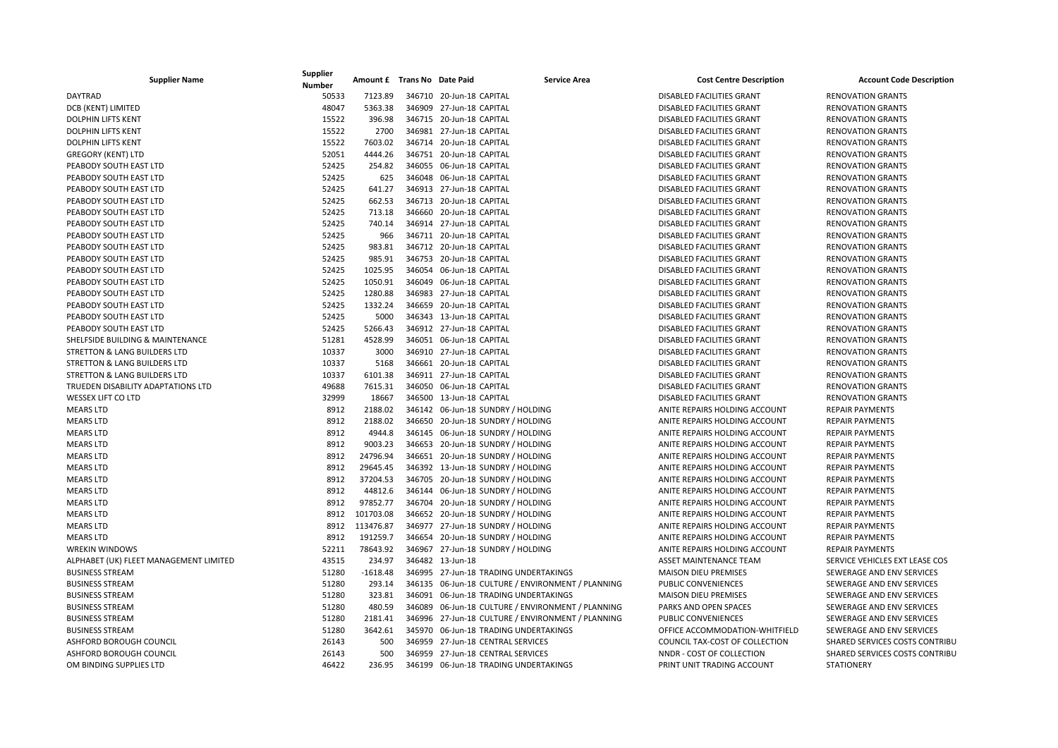| Supplier Name | Supplier Number | Amount £ | Trans No | Date Paid | Service Area | Cost Centre Description | Account Code Description |
|---|---|---|---|---|---|---|---|
| DAYTRAD | 50533 | 7123.89 | 346710 | 20-Jun-18 | CAPITAL | DISABLED FACILITIES GRANT | RENOVATION GRANTS |
| DCB (KENT) LIMITED | 48047 | 5363.38 | 346909 | 27-Jun-18 | CAPITAL | DISABLED FACILITIES GRANT | RENOVATION GRANTS |
| DOLPHIN LIFTS KENT | 15522 | 396.98 | 346715 | 20-Jun-18 | CAPITAL | DISABLED FACILITIES GRANT | RENOVATION GRANTS |
| DOLPHIN LIFTS KENT | 15522 | 2700 | 346981 | 27-Jun-18 | CAPITAL | DISABLED FACILITIES GRANT | RENOVATION GRANTS |
| DOLPHIN LIFTS KENT | 15522 | 7603.02 | 346714 | 20-Jun-18 | CAPITAL | DISABLED FACILITIES GRANT | RENOVATION GRANTS |
| GREGORY (KENT) LTD | 52051 | 4444.26 | 346751 | 20-Jun-18 | CAPITAL | DISABLED FACILITIES GRANT | RENOVATION GRANTS |
| PEABODY SOUTH EAST LTD | 52425 | 254.82 | 346055 | 06-Jun-18 | CAPITAL | DISABLED FACILITIES GRANT | RENOVATION GRANTS |
| PEABODY SOUTH EAST LTD | 52425 | 625 | 346048 | 06-Jun-18 | CAPITAL | DISABLED FACILITIES GRANT | RENOVATION GRANTS |
| PEABODY SOUTH EAST LTD | 52425 | 641.27 | 346913 | 27-Jun-18 | CAPITAL | DISABLED FACILITIES GRANT | RENOVATION GRANTS |
| PEABODY SOUTH EAST LTD | 52425 | 662.53 | 346713 | 20-Jun-18 | CAPITAL | DISABLED FACILITIES GRANT | RENOVATION GRANTS |
| PEABODY SOUTH EAST LTD | 52425 | 713.18 | 346660 | 20-Jun-18 | CAPITAL | DISABLED FACILITIES GRANT | RENOVATION GRANTS |
| PEABODY SOUTH EAST LTD | 52425 | 740.14 | 346914 | 27-Jun-18 | CAPITAL | DISABLED FACILITIES GRANT | RENOVATION GRANTS |
| PEABODY SOUTH EAST LTD | 52425 | 966 | 346711 | 20-Jun-18 | CAPITAL | DISABLED FACILITIES GRANT | RENOVATION GRANTS |
| PEABODY SOUTH EAST LTD | 52425 | 983.81 | 346712 | 20-Jun-18 | CAPITAL | DISABLED FACILITIES GRANT | RENOVATION GRANTS |
| PEABODY SOUTH EAST LTD | 52425 | 985.91 | 346753 | 20-Jun-18 | CAPITAL | DISABLED FACILITIES GRANT | RENOVATION GRANTS |
| PEABODY SOUTH EAST LTD | 52425 | 1025.95 | 346054 | 06-Jun-18 | CAPITAL | DISABLED FACILITIES GRANT | RENOVATION GRANTS |
| PEABODY SOUTH EAST LTD | 52425 | 1050.91 | 346049 | 06-Jun-18 | CAPITAL | DISABLED FACILITIES GRANT | RENOVATION GRANTS |
| PEABODY SOUTH EAST LTD | 52425 | 1280.88 | 346983 | 27-Jun-18 | CAPITAL | DISABLED FACILITIES GRANT | RENOVATION GRANTS |
| PEABODY SOUTH EAST LTD | 52425 | 1332.24 | 346659 | 20-Jun-18 | CAPITAL | DISABLED FACILITIES GRANT | RENOVATION GRANTS |
| PEABODY SOUTH EAST LTD | 52425 | 5000 | 346343 | 13-Jun-18 | CAPITAL | DISABLED FACILITIES GRANT | RENOVATION GRANTS |
| PEABODY SOUTH EAST LTD | 52425 | 5266.43 | 346912 | 27-Jun-18 | CAPITAL | DISABLED FACILITIES GRANT | RENOVATION GRANTS |
| SHELFSIDE BUILDING & MAINTENANCE | 51281 | 4528.99 | 346051 | 06-Jun-18 | CAPITAL | DISABLED FACILITIES GRANT | RENOVATION GRANTS |
| STRETTON & LANG BUILDERS LTD | 10337 | 3000 | 346910 | 27-Jun-18 | CAPITAL | DISABLED FACILITIES GRANT | RENOVATION GRANTS |
| STRETTON & LANG BUILDERS LTD | 10337 | 5168 | 346661 | 20-Jun-18 | CAPITAL | DISABLED FACILITIES GRANT | RENOVATION GRANTS |
| STRETTON & LANG BUILDERS LTD | 10337 | 6101.38 | 346911 | 27-Jun-18 | CAPITAL | DISABLED FACILITIES GRANT | RENOVATION GRANTS |
| TRUEDEN DISABILITY ADAPTATIONS LTD | 49688 | 7615.31 | 346050 | 06-Jun-18 | CAPITAL | DISABLED FACILITIES GRANT | RENOVATION GRANTS |
| WESSEX LIFT CO LTD | 32999 | 18667 | 346500 | 13-Jun-18 | CAPITAL | DISABLED FACILITIES GRANT | RENOVATION GRANTS |
| MEARS LTD | 8912 | 2188.02 | 346142 | 06-Jun-18 | SUNDRY / HOLDING | ANITE REPAIRS HOLDING ACCOUNT | REPAIR PAYMENTS |
| MEARS LTD | 8912 | 2188.02 | 346650 | 20-Jun-18 | SUNDRY / HOLDING | ANITE REPAIRS HOLDING ACCOUNT | REPAIR PAYMENTS |
| MEARS LTD | 8912 | 4944.8 | 346145 | 06-Jun-18 | SUNDRY / HOLDING | ANITE REPAIRS HOLDING ACCOUNT | REPAIR PAYMENTS |
| MEARS LTD | 8912 | 9003.23 | 346653 | 20-Jun-18 | SUNDRY / HOLDING | ANITE REPAIRS HOLDING ACCOUNT | REPAIR PAYMENTS |
| MEARS LTD | 8912 | 24796.94 | 346651 | 20-Jun-18 | SUNDRY / HOLDING | ANITE REPAIRS HOLDING ACCOUNT | REPAIR PAYMENTS |
| MEARS LTD | 8912 | 29645.45 | 346392 | 13-Jun-18 | SUNDRY / HOLDING | ANITE REPAIRS HOLDING ACCOUNT | REPAIR PAYMENTS |
| MEARS LTD | 8912 | 37204.53 | 346705 | 20-Jun-18 | SUNDRY / HOLDING | ANITE REPAIRS HOLDING ACCOUNT | REPAIR PAYMENTS |
| MEARS LTD | 8912 | 44812.6 | 346144 | 06-Jun-18 | SUNDRY / HOLDING | ANITE REPAIRS HOLDING ACCOUNT | REPAIR PAYMENTS |
| MEARS LTD | 8912 | 97852.77 | 346704 | 20-Jun-18 | SUNDRY / HOLDING | ANITE REPAIRS HOLDING ACCOUNT | REPAIR PAYMENTS |
| MEARS LTD | 8912 | 101703.08 | 346652 | 20-Jun-18 | SUNDRY / HOLDING | ANITE REPAIRS HOLDING ACCOUNT | REPAIR PAYMENTS |
| MEARS LTD | 8912 | 113476.87 | 346977 | 27-Jun-18 | SUNDRY / HOLDING | ANITE REPAIRS HOLDING ACCOUNT | REPAIR PAYMENTS |
| MEARS LTD | 8912 | 191259.7 | 346654 | 20-Jun-18 | SUNDRY / HOLDING | ANITE REPAIRS HOLDING ACCOUNT | REPAIR PAYMENTS |
| WREKIN WINDOWS | 52211 | 78643.92 | 346967 | 27-Jun-18 | SUNDRY / HOLDING | ANITE REPAIRS HOLDING ACCOUNT | REPAIR PAYMENTS |
| ALPHABET (UK) FLEET MANAGEMENT LIMITED | 43515 | 234.97 | 346482 | 13-Jun-18 | | ASSET MAINTENANCE TEAM | SERVICE VEHICLES EXT LEASE COS |
| BUSINESS STREAM | 51280 | -1618.48 | 346995 | 27-Jun-18 | TRADING UNDERTAKINGS | MAISON DIEU PREMISES | SEWERAGE AND ENV SERVICES |
| BUSINESS STREAM | 51280 | 293.14 | 346135 | 06-Jun-18 | CULTURE / ENVIRONMENT / PLANNING | PUBLIC CONVENIENCES | SEWERAGE AND ENV SERVICES |
| BUSINESS STREAM | 51280 | 323.81 | 346091 | 06-Jun-18 | TRADING UNDERTAKINGS | MAISON DIEU PREMISES | SEWERAGE AND ENV SERVICES |
| BUSINESS STREAM | 51280 | 480.59 | 346089 | 06-Jun-18 | CULTURE / ENVIRONMENT / PLANNING | PARKS AND OPEN SPACES | SEWERAGE AND ENV SERVICES |
| BUSINESS STREAM | 51280 | 2181.41 | 346996 | 27-Jun-18 | CULTURE / ENVIRONMENT / PLANNING | PUBLIC CONVENIENCES | SEWERAGE AND ENV SERVICES |
| BUSINESS STREAM | 51280 | 3642.61 | 345970 | 06-Jun-18 | TRADING UNDERTAKINGS | OFFICE ACCOMMODATION-WHITFIELD | SEWERAGE AND ENV SERVICES |
| ASHFORD BOROUGH COUNCIL | 26143 | 500 | 346959 | 27-Jun-18 | CENTRAL SERVICES | COUNCIL TAX-COST OF COLLECTION | SHARED SERVICES COSTS CONTRIBU |
| ASHFORD BOROUGH COUNCIL | 26143 | 500 | 346959 | 27-Jun-18 | CENTRAL SERVICES | NNDR - COST OF COLLECTION | SHARED SERVICES COSTS CONTRIBU |
| OM BINDING SUPPLIES LTD | 46422 | 236.95 | 346199 | 06-Jun-18 | TRADING UNDERTAKINGS | PRINT UNIT TRADING ACCOUNT | STATIONERY |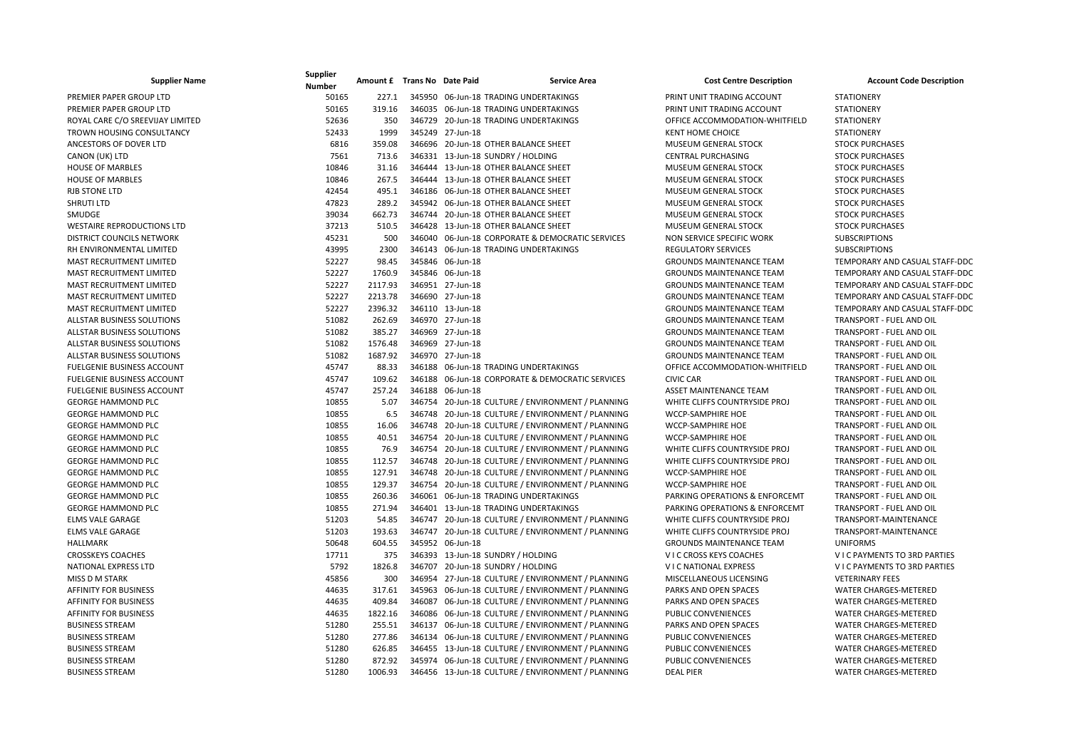| Supplier Name | Supplier Number | Amount £ | Trans No | Date Paid | Service Area | Cost Centre Description | Account Code Description |
|---|---|---|---|---|---|---|---|
| PREMIER PAPER GROUP LTD | 50165 | 227.1 | 345950 | 06-Jun-18 | TRADING UNDERTAKINGS | PRINT UNIT TRADING ACCOUNT | STATIONERY |
| PREMIER PAPER GROUP LTD | 50165 | 319.16 | 346035 | 06-Jun-18 | TRADING UNDERTAKINGS | PRINT UNIT TRADING ACCOUNT | STATIONERY |
| ROYAL CARE C/O SREEVIJAY LIMITED | 52636 | 350 | 346729 | 20-Jun-18 | TRADING UNDERTAKINGS | OFFICE ACCOMMODATION-WHITFIELD | STATIONERY |
| TROWN HOUSING CONSULTANCY | 52433 | 1999 | 345249 | 27-Jun-18 | | KENT HOME CHOICE | STATIONERY |
| ANCESTORS OF DOVER LTD | 6816 | 359.08 | 346696 | 20-Jun-18 | OTHER BALANCE SHEET | MUSEUM GENERAL STOCK | STOCK PURCHASES |
| CANON (UK) LTD | 7561 | 713.6 | 346331 | 13-Jun-18 | SUNDRY / HOLDING | CENTRAL PURCHASING | STOCK PURCHASES |
| HOUSE OF MARBLES | 10846 | 31.16 | 346444 | 13-Jun-18 | OTHER BALANCE SHEET | MUSEUM GENERAL STOCK | STOCK PURCHASES |
| HOUSE OF MARBLES | 10846 | 267.5 | 346444 | 13-Jun-18 | OTHER BALANCE SHEET | MUSEUM GENERAL STOCK | STOCK PURCHASES |
| RJB STONE LTD | 42454 | 495.1 | 346186 | 06-Jun-18 | OTHER BALANCE SHEET | MUSEUM GENERAL STOCK | STOCK PURCHASES |
| SHRUTI LTD | 47823 | 289.2 | 345942 | 06-Jun-18 | OTHER BALANCE SHEET | MUSEUM GENERAL STOCK | STOCK PURCHASES |
| SMUDGE | 39034 | 662.73 | 346744 | 20-Jun-18 | OTHER BALANCE SHEET | MUSEUM GENERAL STOCK | STOCK PURCHASES |
| WESTAIRE REPRODUCTIONS LTD | 37213 | 510.5 | 346428 | 13-Jun-18 | OTHER BALANCE SHEET | MUSEUM GENERAL STOCK | STOCK PURCHASES |
| DISTRICT COUNCILS NETWORK | 45231 | 500 | 346040 | 06-Jun-18 | CORPORATE & DEMOCRATIC SERVICES | NON SERVICE SPECIFIC WORK | SUBSCRIPTIONS |
| RH ENVIRONMENTAL LIMITED | 43995 | 2300 | 346143 | 06-Jun-18 | TRADING UNDERTAKINGS | REGULATORY SERVICES | SUBSCRIPTIONS |
| MAST RECRUITMENT LIMITED | 52227 | 98.45 | 345846 | 06-Jun-18 | | GROUNDS MAINTENANCE TEAM | TEMPORARY AND CASUAL STAFF-DDC |
| MAST RECRUITMENT LIMITED | 52227 | 1760.9 | 345846 | 06-Jun-18 | | GROUNDS MAINTENANCE TEAM | TEMPORARY AND CASUAL STAFF-DDC |
| MAST RECRUITMENT LIMITED | 52227 | 2117.93 | 346951 | 27-Jun-18 | | GROUNDS MAINTENANCE TEAM | TEMPORARY AND CASUAL STAFF-DDC |
| MAST RECRUITMENT LIMITED | 52227 | 2213.78 | 346690 | 27-Jun-18 | | GROUNDS MAINTENANCE TEAM | TEMPORARY AND CASUAL STAFF-DDC |
| MAST RECRUITMENT LIMITED | 52227 | 2396.32 | 346110 | 13-Jun-18 | | GROUNDS MAINTENANCE TEAM | TEMPORARY AND CASUAL STAFF-DDC |
| ALLSTAR BUSINESS SOLUTIONS | 51082 | 262.69 | 346970 | 27-Jun-18 | | GROUNDS MAINTENANCE TEAM | TRANSPORT - FUEL AND OIL |
| ALLSTAR BUSINESS SOLUTIONS | 51082 | 385.27 | 346969 | 27-Jun-18 | | GROUNDS MAINTENANCE TEAM | TRANSPORT - FUEL AND OIL |
| ALLSTAR BUSINESS SOLUTIONS | 51082 | 1576.48 | 346969 | 27-Jun-18 | | GROUNDS MAINTENANCE TEAM | TRANSPORT - FUEL AND OIL |
| ALLSTAR BUSINESS SOLUTIONS | 51082 | 1687.92 | 346970 | 27-Jun-18 | | GROUNDS MAINTENANCE TEAM | TRANSPORT - FUEL AND OIL |
| FUELGENIE BUSINESS ACCOUNT | 45747 | 88.33 | 346188 | 06-Jun-18 | TRADING UNDERTAKINGS | OFFICE ACCOMMODATION-WHITFIELD | TRANSPORT - FUEL AND OIL |
| FUELGENIE BUSINESS ACCOUNT | 45747 | 109.62 | 346188 | 06-Jun-18 | CORPORATE & DEMOCRATIC SERVICES | CIVIC CAR | TRANSPORT - FUEL AND OIL |
| FUELGENIE BUSINESS ACCOUNT | 45747 | 257.24 | 346188 | 06-Jun-18 | | ASSET MAINTENANCE TEAM | TRANSPORT - FUEL AND OIL |
| GEORGE HAMMOND PLC | 10855 | 5.07 | 346754 | 20-Jun-18 | CULTURE / ENVIRONMENT / PLANNING | WHITE CLIFFS COUNTRYSIDE PROJ | TRANSPORT - FUEL AND OIL |
| GEORGE HAMMOND PLC | 10855 | 6.5 | 346748 | 20-Jun-18 | CULTURE / ENVIRONMENT / PLANNING | WCCP-SAMPHIRE HOE | TRANSPORT - FUEL AND OIL |
| GEORGE HAMMOND PLC | 10855 | 16.06 | 346748 | 20-Jun-18 | CULTURE / ENVIRONMENT / PLANNING | WCCP-SAMPHIRE HOE | TRANSPORT - FUEL AND OIL |
| GEORGE HAMMOND PLC | 10855 | 40.51 | 346754 | 20-Jun-18 | CULTURE / ENVIRONMENT / PLANNING | WCCP-SAMPHIRE HOE | TRANSPORT - FUEL AND OIL |
| GEORGE HAMMOND PLC | 10855 | 76.9 | 346754 | 20-Jun-18 | CULTURE / ENVIRONMENT / PLANNING | WHITE CLIFFS COUNTRYSIDE PROJ | TRANSPORT - FUEL AND OIL |
| GEORGE HAMMOND PLC | 10855 | 112.57 | 346748 | 20-Jun-18 | CULTURE / ENVIRONMENT / PLANNING | WHITE CLIFFS COUNTRYSIDE PROJ | TRANSPORT - FUEL AND OIL |
| GEORGE HAMMOND PLC | 10855 | 127.91 | 346748 | 20-Jun-18 | CULTURE / ENVIRONMENT / PLANNING | WCCP-SAMPHIRE HOE | TRANSPORT - FUEL AND OIL |
| GEORGE HAMMOND PLC | 10855 | 129.37 | 346754 | 20-Jun-18 | CULTURE / ENVIRONMENT / PLANNING | WCCP-SAMPHIRE HOE | TRANSPORT - FUEL AND OIL |
| GEORGE HAMMOND PLC | 10855 | 260.36 | 346061 | 06-Jun-18 | TRADING UNDERTAKINGS | PARKING OPERATIONS & ENFORCEMT | TRANSPORT - FUEL AND OIL |
| GEORGE HAMMOND PLC | 10855 | 271.94 | 346401 | 13-Jun-18 | TRADING UNDERTAKINGS | PARKING OPERATIONS & ENFORCEMT | TRANSPORT - FUEL AND OIL |
| ELMS VALE GARAGE | 51203 | 54.85 | 346747 | 20-Jun-18 | CULTURE / ENVIRONMENT / PLANNING | WHITE CLIFFS COUNTRYSIDE PROJ | TRANSPORT-MAINTENANCE |
| ELMS VALE GARAGE | 51203 | 193.63 | 346747 | 20-Jun-18 | CULTURE / ENVIRONMENT / PLANNING | WHITE CLIFFS COUNTRYSIDE PROJ | TRANSPORT-MAINTENANCE |
| HALLMARK | 50648 | 604.55 | 345952 | 06-Jun-18 | | GROUNDS MAINTENANCE TEAM | UNIFORMS |
| CROSSKEYS COACHES | 17711 | 375 | 346393 | 13-Jun-18 | SUNDRY / HOLDING | V I C CROSS KEYS COACHES | V I C PAYMENTS TO 3RD PARTIES |
| NATIONAL EXPRESS LTD | 5792 | 1826.8 | 346707 | 20-Jun-18 | SUNDRY / HOLDING | V I C NATIONAL EXPRESS | V I C PAYMENTS TO 3RD PARTIES |
| MISS D M STARK | 45856 | 300 | 346954 | 27-Jun-18 | CULTURE / ENVIRONMENT / PLANNING | MISCELLANEOUS LICENSING | VETERINARY FEES |
| AFFINITY FOR BUSINESS | 44635 | 317.61 | 345963 | 06-Jun-18 | CULTURE / ENVIRONMENT / PLANNING | PARKS AND OPEN SPACES | WATER CHARGES-METERED |
| AFFINITY FOR BUSINESS | 44635 | 409.84 | 346087 | 06-Jun-18 | CULTURE / ENVIRONMENT / PLANNING | PARKS AND OPEN SPACES | WATER CHARGES-METERED |
| AFFINITY FOR BUSINESS | 44635 | 1822.16 | 346086 | 06-Jun-18 | CULTURE / ENVIRONMENT / PLANNING | PUBLIC CONVENIENCES | WATER CHARGES-METERED |
| BUSINESS STREAM | 51280 | 255.51 | 346137 | 06-Jun-18 | CULTURE / ENVIRONMENT / PLANNING | PARKS AND OPEN SPACES | WATER CHARGES-METERED |
| BUSINESS STREAM | 51280 | 277.86 | 346134 | 06-Jun-18 | CULTURE / ENVIRONMENT / PLANNING | PUBLIC CONVENIENCES | WATER CHARGES-METERED |
| BUSINESS STREAM | 51280 | 626.85 | 346455 | 13-Jun-18 | CULTURE / ENVIRONMENT / PLANNING | PUBLIC CONVENIENCES | WATER CHARGES-METERED |
| BUSINESS STREAM | 51280 | 872.92 | 345974 | 06-Jun-18 | CULTURE / ENVIRONMENT / PLANNING | PUBLIC CONVENIENCES | WATER CHARGES-METERED |
| BUSINESS STREAM | 51280 | 1006.93 | 346456 | 13-Jun-18 | CULTURE / ENVIRONMENT / PLANNING | DEAL PIER | WATER CHARGES-METERED |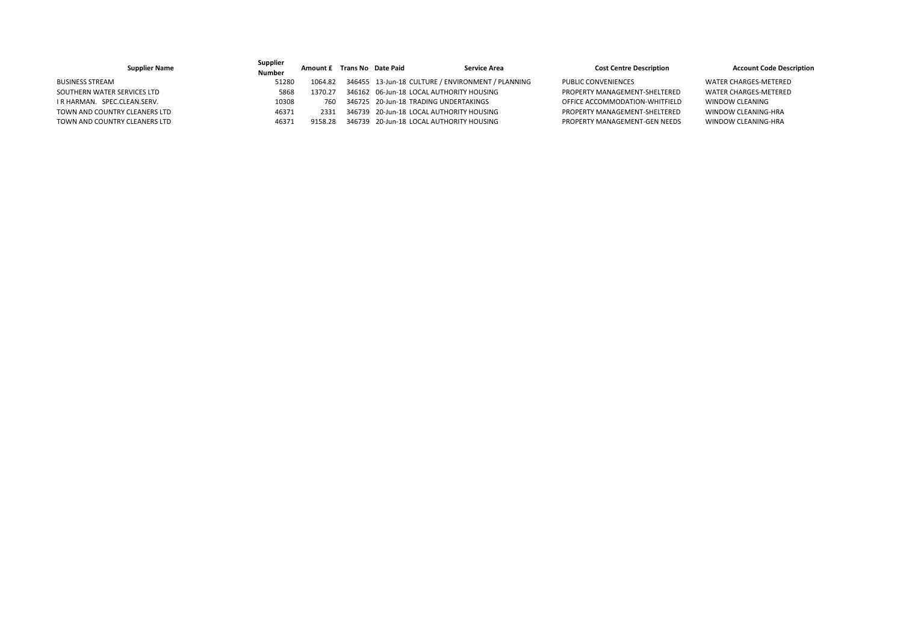| Supplier Name | Supplier Number | Amount £ | Trans No | Date Paid | Service Area | Cost Centre Description | Account Code Description |
|---|---|---|---|---|---|---|---|
| BUSINESS STREAM | 51280 | 1064.82 | 346455 | 13-Jun-18 | CULTURE / ENVIRONMENT / PLANNING | PUBLIC CONVENIENCES | WATER CHARGES-METERED |
| SOUTHERN WATER SERVICES LTD | 5868 | 1370.27 | 346162 | 06-Jun-18 | LOCAL AUTHORITY HOUSING | PROPERTY MANAGEMENT-SHELTERED | WATER CHARGES-METERED |
| I R HARMAN.  SPEC.CLEAN.SERV. | 10308 | 760 | 346725 | 20-Jun-18 | TRADING UNDERTAKINGS | OFFICE ACCOMMODATION-WHITFIELD | WINDOW CLEANING |
| TOWN AND COUNTRY CLEANERS LTD | 46371 | 2331 | 346739 | 20-Jun-18 | LOCAL AUTHORITY HOUSING | PROPERTY MANAGEMENT-SHELTERED | WINDOW CLEANING-HRA |
| TOWN AND COUNTRY CLEANERS LTD | 46371 | 9158.28 | 346739 | 20-Jun-18 | LOCAL AUTHORITY HOUSING | PROPERTY MANAGEMENT-GEN NEEDS | WINDOW CLEANING-HRA |